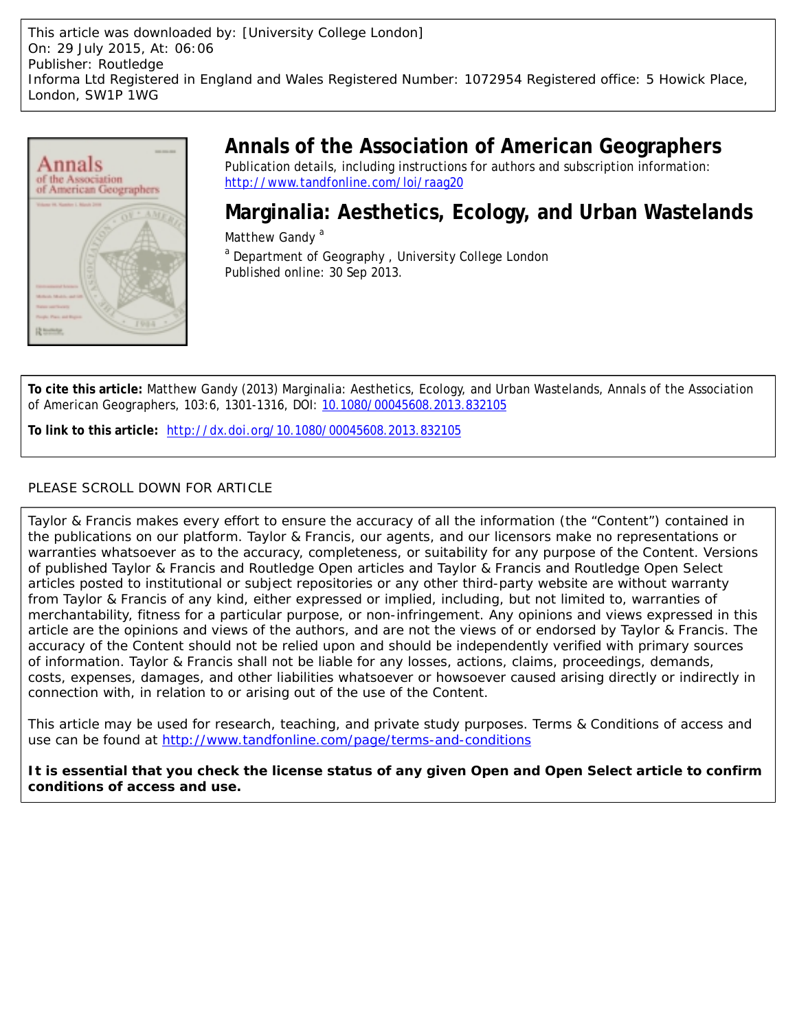This article was downloaded by: [University College London]
On: 29 July 2015, At: 06:06
Publisher: Routledge
Informa Ltd Registered in England and Wales Registered Number: 1072954 Registered office: 5 Howick Place, London, SW1P 1WG

# Annals of the Association of American Geographers

Publication details, including instructions for authors and subscription information:
http://www.tandfonline.com/loi/raag20

# Marginalia: Aesthetics, Ecology, and Urban Wastelands

Matthew Gandy [a]

[a] Department of Geography , University College London

Published online: 30 Sep 2013.

**To cite this article:** Matthew Gandy (2013) Marginalia: Aesthetics, Ecology, and Urban Wastelands, Annals of the Association of American Geographers, 103:6, 1301-1316, DOI: 10.1080/00045608.2013.832105

**To link to this article:** http://dx.doi.org/10.1080/00045608.2013.832105

PLEASE SCROLL DOWN FOR ARTICLE

Taylor & Francis makes every effort to ensure the accuracy of all the information (the "Content") contained in the publications on our platform. Taylor & Francis, our agents, and our licensors make no representations or warranties whatsoever as to the accuracy, completeness, or suitability for any purpose of the Content. Versions of published Taylor & Francis and Routledge Open articles and Taylor & Francis and Routledge Open Select articles posted to institutional or subject repositories or any other third-party website are without warranty from Taylor & Francis of any kind, either expressed or implied, including, but not limited to, warranties of merchantability, fitness for a particular purpose, or non-infringement. Any opinions and views expressed in this article are the opinions and views of the authors, and are not the views of or endorsed by Taylor & Francis. The accuracy of the Content should not be relied upon and should be independently verified with primary sources of information. Taylor & Francis shall not be liable for any losses, actions, claims, proceedings, demands, costs, expenses, damages, and other liabilities whatsoever or howsoever caused arising directly or indirectly in connection with, in relation to or arising out of the use of the Content.

This article may be used for research, teaching, and private study purposes. Terms & Conditions of access and use can be found at http://www.tandfonline.com/page/terms-and-conditions

**It is essential that you check the license status of any given Open and Open Select article to confirm conditions of access and use.**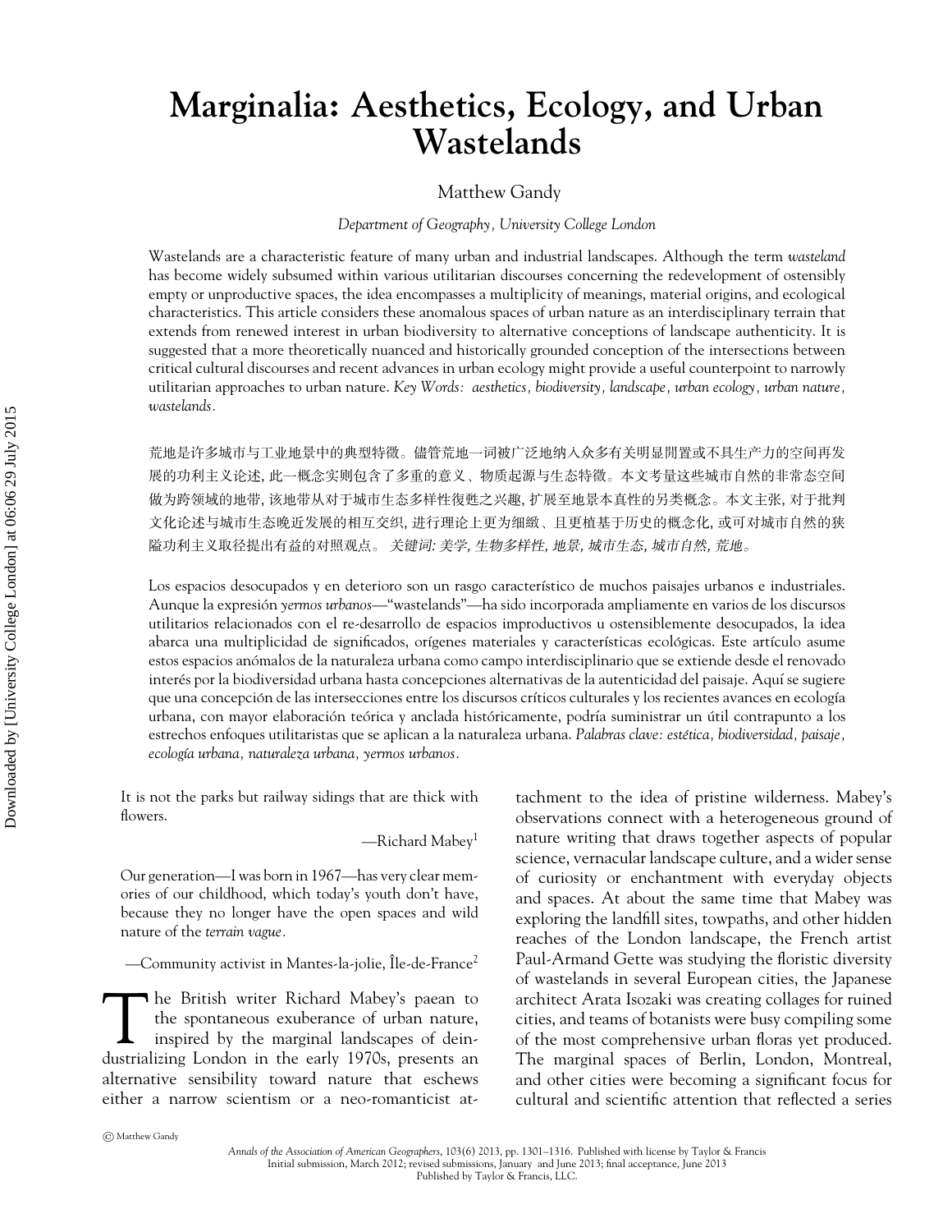# Marginalia: Aesthetics, Ecology, and Urban Wastelands

Matthew Gandy

*Department of Geography, University College London*

Wastelands are a characteristic feature of many urban and industrial landscapes. Although the term *wasteland* has become widely subsumed within various utilitarian discourses concerning the redevelopment of ostensibly empty or unproductive spaces, the idea encompasses a multiplicity of meanings, material origins, and ecological characteristics. This article considers these anomalous spaces of urban nature as an interdisciplinary terrain that extends from renewed interest in urban biodiversity to alternative conceptions of landscape authenticity. It is suggested that a more theoretically nuanced and historically grounded conception of the intersections between critical cultural discourses and recent advances in urban ecology might provide a useful counterpoint to narrowly utilitarian approaches to urban nature. *Key Words: aesthetics, biodiversity, landscape, urban ecology, urban nature, wastelands.*

荒地是许多城市与工业地景中的典型特徵。儘管荒地一词被广泛地纳入众多有关明显閒置或不具生产力的空间再发展的功利主义论述, 此一概念实则包含了多重的意义、物质起源与生态特徵。本文考量这些城市自然的非常态空间做为跨领域的地带, 该地带从对于城市生态多样性復甦之兴趣, 扩展至地景本真性的另类概念。本文主张, 对于批判文化论述与城市生态晚近发展的相互交织, 进行理论上更为细緻、且更植基于历史的概念化, 或可对城市自然的狭隘功利主义取径提出有益的对照观点。 *关键词: 美学, 生物多样性, 地景, 城市生态, 城市自然, 荒地。*

Los espacios desocupados y en deterioro son un rasgo característico de muchos paisajes urbanos e industriales. Aunque la expresión *yermos urbanos*—"wastelands"—ha sido incorporada ampliamente en varios de los discursos utilitarios relacionados con el re-desarrollo de espacios improductivos u ostensiblemente desocupados, la idea abarca una multiplicidad de significados, orígenes materiales y características ecológicas. Este artículo asume estos espacios anómalos de la naturaleza urbana como campo interdisciplinario que se extiende desde el renovado interés por la biodiversidad urbana hasta concepciones alternativas de la autenticidad del paisaje. Aquí se sugiere que una concepción de las intersecciones entre los discursos críticos culturales y los recientes avances en ecología urbana, con mayor elaboración teórica y anclada históricamente, podría suministrar un útil contrapunto a los estrechos enfoques utilitaristas que se aplican a la naturaleza urbana. *Palabras clave: estética, biodiversidad, paisaje, ecología urbana, naturaleza urbana, yermos urbanos.*

> It is not the parks but railway sidings that are thick with flowers.
>
> —Richard Mabey[1]

> Our generation—I was born in 1967—has very clear memories of our childhood, which today's youth don't have, because they no longer have the open spaces and wild nature of the *terrain vague*.
>
> —Community activist in Mantes-la-jolie, Île-de-France[2]

The British writer Richard Mabey's paean to the spontaneous exuberance of urban nature, inspired by the marginal landscapes of deindustrializing London in the early 1970s, presents an alternative sensibility toward nature that eschews either a narrow scientism or a neo-romanticist attachment to the idea of pristine wilderness. Mabey's observations connect with a heterogeneous ground of nature writing that draws together aspects of popular science, vernacular landscape culture, and a wider sense of curiosity or enchantment with everyday objects and spaces. At about the same time that Mabey was exploring the landfill sites, towpaths, and other hidden reaches of the London landscape, the French artist Paul-Armand Gette was studying the floristic diversity of wastelands in several European cities, the Japanese architect Arata Isozaki was creating collages for ruined cities, and teams of botanists were busy compiling some of the most comprehensive urban floras yet produced. The marginal spaces of Berlin, London, Montreal, and other cities were becoming a significant focus for cultural and scientific attention that reflected a series

© Matthew Gandy

Initial submission, March 2012; revised submissions, January and June 2013; final acceptance, June 2013
Published by Taylor & Francis, LLC.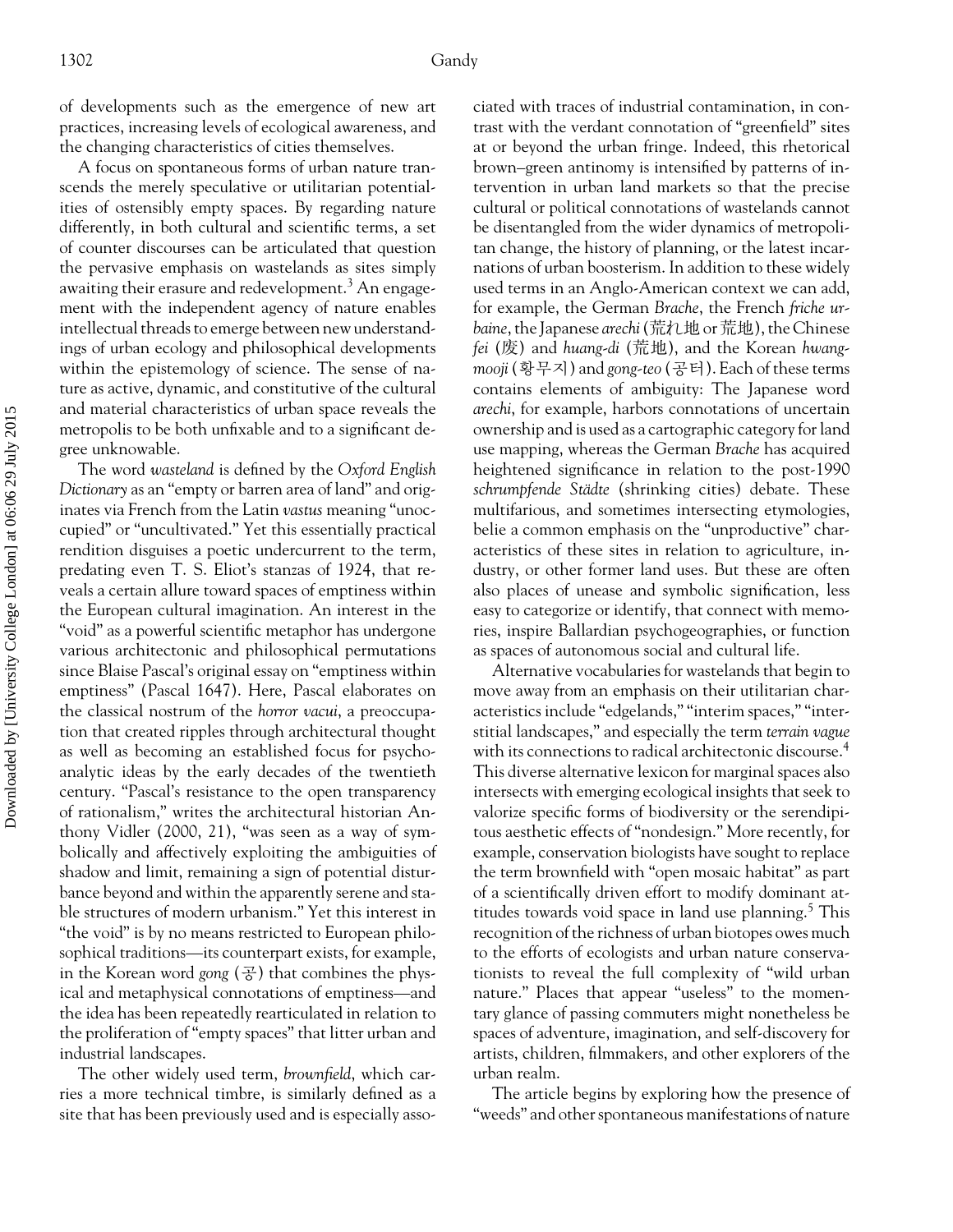of developments such as the emergence of new art practices, increasing levels of ecological awareness, and the changing characteristics of cities themselves.

A focus on spontaneous forms of urban nature transcends the merely speculative or utilitarian potentialities of ostensibly empty spaces. By regarding nature differently, in both cultural and scientific terms, a set of counter discourses can be articulated that question the pervasive emphasis on wastelands as sites simply awaiting their erasure and redevelopment.[3] An engagement with the independent agency of nature enables intellectual threads to emerge between new understandings of urban ecology and philosophical developments within the epistemology of science. The sense of nature as active, dynamic, and constitutive of the cultural and material characteristics of urban space reveals the metropolis to be both unfixable and to a significant degree unknowable.

The word *wasteland* is defined by the *Oxford English Dictionary* as an "empty or barren area of land" and originates via French from the Latin *vastus* meaning "unoccupied" or "uncultivated." Yet this essentially practical rendition disguises a poetic undercurrent to the term, predating even T. S. Eliot's stanzas of 1924, that reveals a certain allure toward spaces of emptiness within the European cultural imagination. An interest in the "void" as a powerful scientific metaphor has undergone various architectonic and philosophical permutations since Blaise Pascal's original essay on "emptiness within emptiness" (Pascal 1647). Here, Pascal elaborates on the classical nostrum of the *horror vacui*, a preoccupation that created ripples through architectural thought as well as becoming an established focus for psychoanalytic ideas by the early decades of the twentieth century. "Pascal's resistance to the open transparency of rationalism," writes the architectural historian Anthony Vidler (2000, 21), "was seen as a way of symbolically and affectively exploiting the ambiguities of shadow and limit, remaining a sign of potential disturbance beyond and within the apparently serene and stable structures of modern urbanism." Yet this interest in "the void" is by no means restricted to European philosophical traditions—its counterpart exists, for example, in the Korean word *gong* (공) that combines the physical and metaphysical connotations of emptiness—and the idea has been repeatedly rearticulated in relation to the proliferation of "empty spaces" that litter urban and industrial landscapes.

The other widely used term, *brownfield*, which carries a more technical timbre, is similarly defined as a site that has been previously used and is especially associated with traces of industrial contamination, in contrast with the verdant connotation of "greenfield" sites at or beyond the urban fringe. Indeed, this rhetorical brown–green antinomy is intensified by patterns of intervention in urban land markets so that the precise cultural or political connotations of wastelands cannot be disentangled from the wider dynamics of metropolitan change, the history of planning, or the latest incarnations of urban boosterism. In addition to these widely used terms in an Anglo-American context we can add, for example, the German *Brache*, the French *friche urbaine*, the Japanese *arechi* (荒れ地 or 荒地), the Chinese *fei* (废) and *huang-di* (荒地), and the Korean *hwang-mooji* (황무지) and *gong-teo* (공터). Each of these terms contains elements of ambiguity: The Japanese word *arechi*, for example, harbors connotations of uncertain ownership and is used as a cartographic category for land use mapping, whereas the German *Brache* has acquired heightened significance in relation to the post-1990 *schrumpfende Städte* (shrinking cities) debate. These multifarious, and sometimes intersecting etymologies, belie a common emphasis on the "unproductive" characteristics of these sites in relation to agriculture, industry, or other former land uses. But these are often also places of unease and symbolic signification, less easy to categorize or identify, that connect with memories, inspire Ballardian psychogeographies, or function as spaces of autonomous social and cultural life.

Alternative vocabularies for wastelands that begin to move away from an emphasis on their utilitarian characteristics include "edgelands," "interim spaces," "interstitial landscapes," and especially the term *terrain vague* with its connections to radical architectonic discourse.[4] This diverse alternative lexicon for marginal spaces also intersects with emerging ecological insights that seek to valorize specific forms of biodiversity or the serendipitous aesthetic effects of "nondesign." More recently, for example, conservation biologists have sought to replace the term brownfield with "open mosaic habitat" as part of a scientifically driven effort to modify dominant attitudes towards void space in land use planning.[5] This recognition of the richness of urban biotopes owes much to the efforts of ecologists and urban nature conservationists to reveal the full complexity of "wild urban nature." Places that appear "useless" to the momentary glance of passing commuters might nonetheless be spaces of adventure, imagination, and self-discovery for artists, children, filmmakers, and other explorers of the urban realm.

The article begins by exploring how the presence of "weeds" and other spontaneous manifestations of nature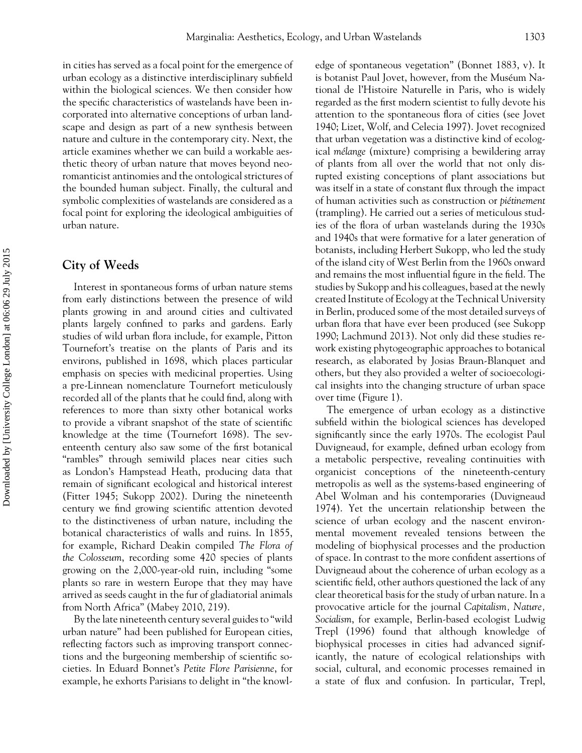in cities has served as a focal point for the emergence of urban ecology as a distinctive interdisciplinary subfield within the biological sciences. We then consider how the specific characteristics of wastelands have been incorporated into alternative conceptions of urban landscape and design as part of a new synthesis between nature and culture in the contemporary city. Next, the article examines whether we can build a workable aesthetic theory of urban nature that moves beyond neoromanticist antinomies and the ontological strictures of the bounded human subject. Finally, the cultural and symbolic complexities of wastelands are considered as a focal point for exploring the ideological ambiguities of urban nature.

## City of Weeds

Interest in spontaneous forms of urban nature stems from early distinctions between the presence of wild plants growing in and around cities and cultivated plants largely confined to parks and gardens. Early studies of wild urban flora include, for example, Pitton Tournefort's treatise on the plants of Paris and its environs, published in 1698, which places particular emphasis on species with medicinal properties. Using a pre-Linnean nomenclature Tournefort meticulously recorded all of the plants that he could find, along with references to more than sixty other botanical works to provide a vibrant snapshot of the state of scientific knowledge at the time (Tournefort 1698). The seventeenth century also saw some of the first botanical "rambles" through semiwild places near cities such as London's Hampstead Heath, producing data that remain of significant ecological and historical interest (Fitter 1945; Sukopp 2002). During the nineteenth century we find growing scientific attention devoted to the distinctiveness of urban nature, including the botanical characteristics of walls and ruins. In 1855, for example, Richard Deakin compiled *The Flora of the Colosseum*, recording some 420 species of plants growing on the 2,000-year-old ruin, including "some plants so rare in western Europe that they may have arrived as seeds caught in the fur of gladiatorial animals from North Africa" (Mabey 2010, 219).

By the late nineteenth century several guides to "wild urban nature" had been published for European cities, reflecting factors such as improving transport connections and the burgeoning membership of scientific societies. In Eduard Bonnet's *Petite Flore Parisienne*, for example, he exhorts Parisians to delight in "the knowledge of spontaneous vegetation" (Bonnet 1883, v). It is botanist Paul Jovet, however, from the Muséum National de l'Histoire Naturelle in Paris, who is widely regarded as the first modern scientist to fully devote his attention to the spontaneous flora of cities (see Jovet 1940; Lizet, Wolf, and Celecia 1997). Jovet recognized that urban vegetation was a distinctive kind of ecological *mélange* (mixture) comprising a bewildering array of plants from all over the world that not only disrupted existing conceptions of plant associations but was itself in a state of constant flux through the impact of human activities such as construction or *piétinement* (trampling). He carried out a series of meticulous studies of the flora of urban wastelands during the 1930s and 1940s that were formative for a later generation of botanists, including Herbert Sukopp, who led the study of the island city of West Berlin from the 1960s onward and remains the most influential figure in the field. The studies by Sukopp and his colleagues, based at the newly created Institute of Ecology at the Technical University in Berlin, produced some of the most detailed surveys of urban flora that have ever been produced (see Sukopp 1990; Lachmund 2013). Not only did these studies rework existing phytogeographic approaches to botanical research, as elaborated by Josias Braun-Blanquet and others, but they also provided a welter of socioecological insights into the changing structure of urban space over time (Figure 1).

The emergence of urban ecology as a distinctive subfield within the biological sciences has developed significantly since the early 1970s. The ecologist Paul Duvigneaud, for example, defined urban ecology from a metabolic perspective, revealing continuities with organicist conceptions of the nineteenth-century metropolis as well as the systems-based engineering of Abel Wolman and his contemporaries (Duvigneaud 1974). Yet the uncertain relationship between the science of urban ecology and the nascent environmental movement revealed tensions between the modeling of biophysical processes and the production of space. In contrast to the more confident assertions of Duvigneaud about the coherence of urban ecology as a scientific field, other authors questioned the lack of any clear theoretical basis for the study of urban nature. In a provocative article for the journal *Capitalism, Nature, Socialism*, for example, Berlin-based ecologist Ludwig Trepl (1996) found that although knowledge of biophysical processes in cities had advanced significantly, the nature of ecological relationships with social, cultural, and economic processes remained in a state of flux and confusion. In particular, Trepl,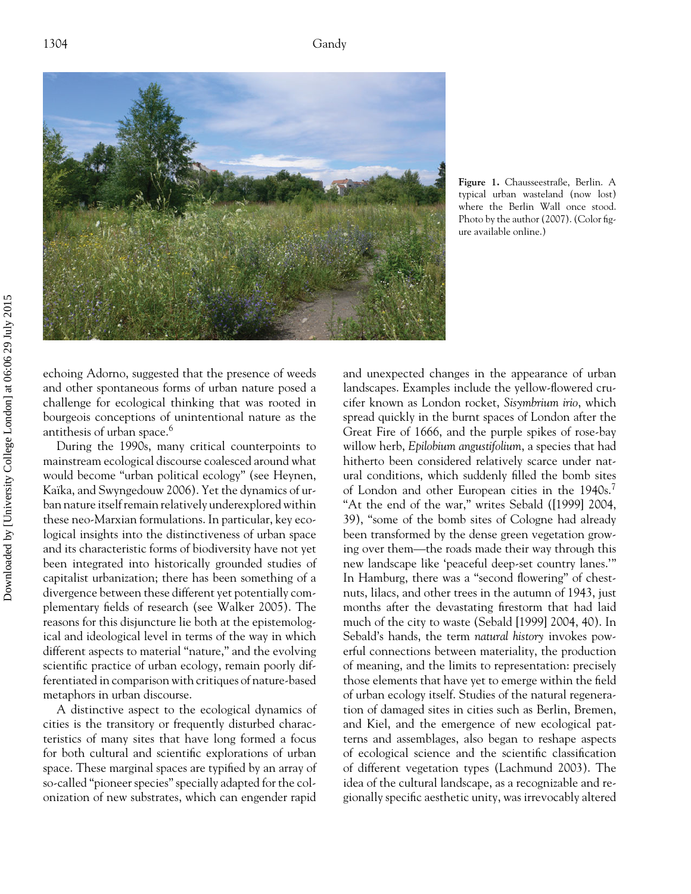Figure 1. Chausseestraße, Berlin. A typical urban wasteland (now lost) where the Berlin Wall once stood. Photo by the author (2007). (Color figure available online.)

echoing Adorno, suggested that the presence of weeds and other spontaneous forms of urban nature posed a challenge for ecological thinking that was rooted in bourgeois conceptions of unintentional nature as the antithesis of urban space.[6]

During the 1990s, many critical counterpoints to mainstream ecological discourse coalesced around what would become "urban political ecology" (see Heynen, Kaïka, and Swyngedouw 2006). Yet the dynamics of urban nature itself remain relatively underexplored within these neo-Marxian formulations. In particular, key ecological insights into the distinctiveness of urban space and its characteristic forms of biodiversity have not yet been integrated into historically grounded studies of capitalist urbanization; there has been something of a divergence between these different yet potentially complementary fields of research (see Walker 2005). The reasons for this disjuncture lie both at the epistemological and ideological level in terms of the way in which different aspects to material "nature," and the evolving scientific practice of urban ecology, remain poorly differentiated in comparison with critiques of nature-based metaphors in urban discourse.

A distinctive aspect to the ecological dynamics of cities is the transitory or frequently disturbed characteristics of many sites that have long formed a focus for both cultural and scientific explorations of urban space. These marginal spaces are typified by an array of so-called "pioneer species" specially adapted for the colonization of new substrates, which can engender rapid and unexpected changes in the appearance of urban landscapes. Examples include the yellow-flowered crucifer known as London rocket, *Sisymbrium irio*, which spread quickly in the burnt spaces of London after the Great Fire of 1666, and the purple spikes of rose-bay willow herb, *Epilobium angustifolium*, a species that had hitherto been considered relatively scarce under natural conditions, which suddenly filled the bomb sites of London and other European cities in the 1940s.[7] "At the end of the war," writes Sebald ([1999] 2004, 39), "some of the bomb sites of Cologne had already been transformed by the dense green vegetation growing over them—the roads made their way through this new landscape like 'peaceful deep-set country lanes.'" In Hamburg, there was a "second flowering" of chestnuts, lilacs, and other trees in the autumn of 1943, just months after the devastating firestorm that had laid much of the city to waste (Sebald [1999] 2004, 40). In Sebald's hands, the term *natural history* invokes powerful connections between materiality, the production of meaning, and the limits to representation: precisely those elements that have yet to emerge within the field of urban ecology itself. Studies of the natural regeneration of damaged sites in cities such as Berlin, Bremen, and Kiel, and the emergence of new ecological patterns and assemblages, also began to reshape aspects of ecological science and the scientific classification of different vegetation types (Lachmund 2003). The idea of the cultural landscape, as a recognizable and regionally specific aesthetic unity, was irrevocably altered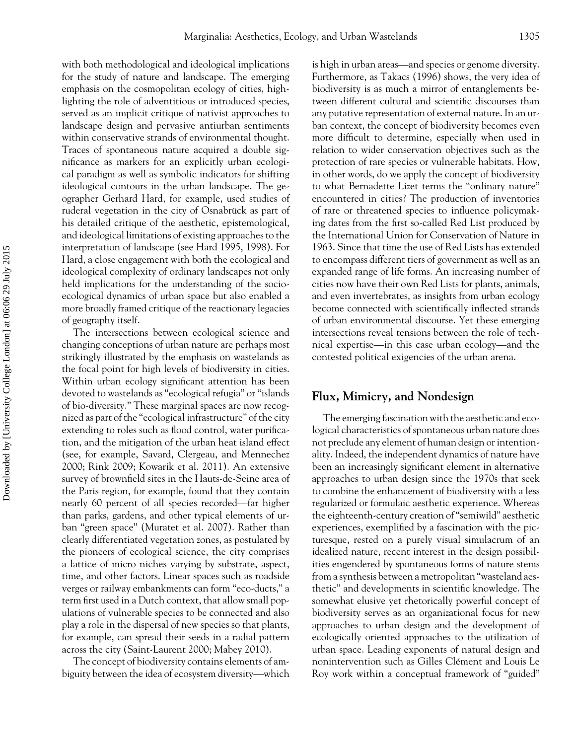with both methodological and ideological implications for the study of nature and landscape. The emerging emphasis on the cosmopolitan ecology of cities, highlighting the role of adventitious or introduced species, served as an implicit critique of nativist approaches to landscape design and pervasive antiurban sentiments within conservative strands of environmental thought. Traces of spontaneous nature acquired a double significance as markers for an explicitly urban ecological paradigm as well as symbolic indicators for shifting ideological contours in the urban landscape. The geographer Gerhard Hard, for example, used studies of ruderal vegetation in the city of Osnabrück as part of his detailed critique of the aesthetic, epistemological, and ideological limitations of existing approaches to the interpretation of landscape (see Hard 1995, 1998). For Hard, a close engagement with both the ecological and ideological complexity of ordinary landscapes not only held implications for the understanding of the socio-ecological dynamics of urban space but also enabled a more broadly framed critique of the reactionary legacies of geography itself.

The intersections between ecological science and changing conceptions of urban nature are perhaps most strikingly illustrated by the emphasis on wastelands as the focal point for high levels of biodiversity in cities. Within urban ecology significant attention has been devoted to wastelands as "ecological refugia" or "islands of bio-diversity." These marginal spaces are now recognized as part of the "ecological infrastructure" of the city extending to roles such as flood control, water purification, and the mitigation of the urban heat island effect (see, for example, Savard, Clergeau, and Mennechez 2000; Rink 2009; Kowarik et al. 2011). An extensive survey of brownfield sites in the Hauts-de-Seine area of the Paris region, for example, found that they contain nearly 60 percent of all species recorded—far higher than parks, gardens, and other typical elements of urban "green space" (Muratet et al. 2007). Rather than clearly differentiated vegetation zones, as postulated by the pioneers of ecological science, the city comprises a lattice of micro niches varying by substrate, aspect, time, and other factors. Linear spaces such as roadside verges or railway embankments can form "eco-ducts," a term first used in a Dutch context, that allow small populations of vulnerable species to be connected and also play a role in the dispersal of new species so that plants, for example, can spread their seeds in a radial pattern across the city (Saint-Laurent 2000; Mabey 2010).

The concept of biodiversity contains elements of ambiguity between the idea of ecosystem diversity—which is high in urban areas—and species or genome diversity. Furthermore, as Takacs (1996) shows, the very idea of biodiversity is as much a mirror of entanglements between different cultural and scientific discourses than any putative representation of external nature. In an urban context, the concept of biodiversity becomes even more difficult to determine, especially when used in relation to wider conservation objectives such as the protection of rare species or vulnerable habitats. How, in other words, do we apply the concept of biodiversity to what Bernadette Lizet terms the "ordinary nature" encountered in cities? The production of inventories of rare or threatened species to influence policymaking dates from the first so-called Red List produced by the International Union for Conservation of Nature in 1963. Since that time the use of Red Lists has extended to encompass different tiers of government as well as an expanded range of life forms. An increasing number of cities now have their own Red Lists for plants, animals, and even invertebrates, as insights from urban ecology become connected with scientifically inflected strands of urban environmental discourse. Yet these emerging intersections reveal tensions between the role of technical expertise—in this case urban ecology—and the contested political exigencies of the urban arena.

## Flux, Mimicry, and Nondesign

The emerging fascination with the aesthetic and ecological characteristics of spontaneous urban nature does not preclude any element of human design or intentionality. Indeed, the independent dynamics of nature have been an increasingly significant element in alternative approaches to urban design since the 1970s that seek to combine the enhancement of biodiversity with a less regularized or formulaic aesthetic experience. Whereas the eighteenth-century creation of "semiwild" aesthetic experiences, exemplified by a fascination with the picturesque, rested on a purely visual simulacrum of an idealized nature, recent interest in the design possibilities engendered by spontaneous forms of nature stems from a synthesis between a metropolitan "wasteland aesthetic" and developments in scientific knowledge. The somewhat elusive yet rhetorically powerful concept of biodiversity serves as an organizational focus for new approaches to urban design and the development of ecologically oriented approaches to the utilization of urban space. Leading exponents of natural design and nonintervention such as Gilles Clément and Louis Le Roy work within a conceptual framework of "guided"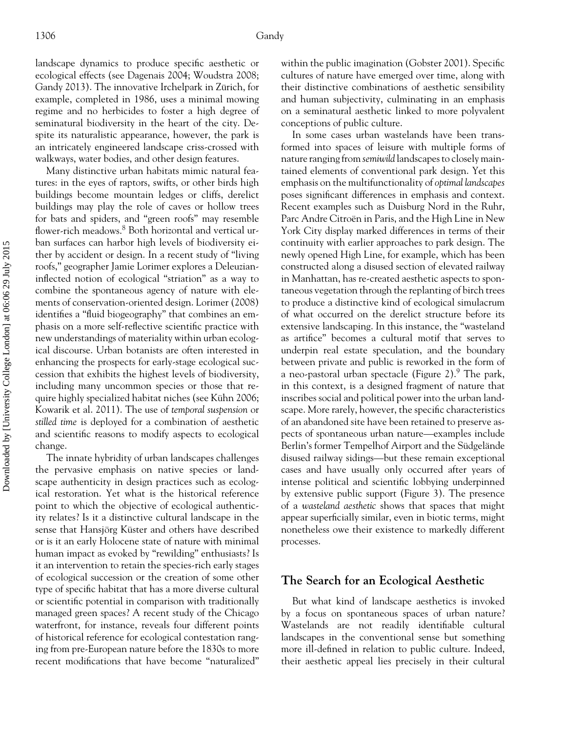landscape dynamics to produce specific aesthetic or ecological effects (see Dagenais 2004; Woudstra 2008; Gandy 2013). The innovative Irchelpark in Zürich, for example, completed in 1986, uses a minimal mowing regime and no herbicides to foster a high degree of seminatural biodiversity in the heart of the city. Despite its naturalistic appearance, however, the park is an intricately engineered landscape criss-crossed with walkways, water bodies, and other design features.

Many distinctive urban habitats mimic natural features: in the eyes of raptors, swifts, or other birds high buildings become mountain ledges or cliffs, derelict buildings may play the role of caves or hollow trees for bats and spiders, and "green roofs" may resemble flower-rich meadows.[8] Both horizontal and vertical urban surfaces can harbor high levels of biodiversity either by accident or design. In a recent study of "living roofs," geographer Jamie Lorimer explores a Deleuzian-inflected notion of ecological "striation" as a way to combine the spontaneous agency of nature with elements of conservation-oriented design. Lorimer (2008) identifies a "fluid biogeography" that combines an emphasis on a more self-reflective scientific practice with new understandings of materiality within urban ecological discourse. Urban botanists are often interested in enhancing the prospects for early-stage ecological succession that exhibits the highest levels of biodiversity, including many uncommon species or those that require highly specialized habitat niches (see Kühn 2006; Kowarik et al. 2011). The use of *temporal suspension* or *stilled time* is deployed for a combination of aesthetic and scientific reasons to modify aspects to ecological change.

The innate hybridity of urban landscapes challenges the pervasive emphasis on native species or landscape authenticity in design practices such as ecological restoration. Yet what is the historical reference point to which the objective of ecological authenticity relates? Is it a distinctive cultural landscape in the sense that Hansjörg Küster and others have described or is it an early Holocene state of nature with minimal human impact as evoked by "rewilding" enthusiasts? Is it an intervention to retain the species-rich early stages of ecological succession or the creation of some other type of specific habitat that has a more diverse cultural or scientific potential in comparison with traditionally managed green spaces? A recent study of the Chicago waterfront, for instance, reveals four different points of historical reference for ecological contestation ranging from pre-European nature before the 1830s to more recent modifications that have become "naturalized" within the public imagination (Gobster 2001). Specific cultures of nature have emerged over time, along with their distinctive combinations of aesthetic sensibility and human subjectivity, culminating in an emphasis on a seminatural aesthetic linked to more polyvalent conceptions of public culture.

In some cases urban wastelands have been transformed into spaces of leisure with multiple forms of nature ranging from *semiwild* landscapes to closely maintained elements of conventional park design. Yet this emphasis on the multifunctionality of *optimal landscapes* poses significant differences in emphasis and context. Recent examples such as Duisburg Nord in the Ruhr, Parc Andre Citroën in Paris, and the High Line in New York City display marked differences in terms of their continuity with earlier approaches to park design. The newly opened High Line, for example, which has been constructed along a disused section of elevated railway in Manhattan, has re-created aesthetic aspects to spontaneous vegetation through the replanting of birch trees to produce a distinctive kind of ecological simulacrum of what occurred on the derelict structure before its extensive landscaping. In this instance, the "wasteland as artifice" becomes a cultural motif that serves to underpin real estate speculation, and the boundary between private and public is reworked in the form of a neo-pastoral urban spectacle (Figure 2).[9] The park, in this context, is a designed fragment of nature that inscribes social and political power into the urban landscape. More rarely, however, the specific characteristics of an abandoned site have been retained to preserve aspects of spontaneous urban nature—examples include Berlin's former Tempelhof Airport and the Südgelände disused railway sidings—but these remain exceptional cases and have usually only occurred after years of intense political and scientific lobbying underpinned by extensive public support (Figure 3). The presence of a *wasteland aesthetic* shows that spaces that might appear superficially similar, even in biotic terms, might nonetheless owe their existence to markedly different processes.

## The Search for an Ecological Aesthetic

But what kind of landscape aesthetics is invoked by a focus on spontaneous spaces of urban nature? Wastelands are not readily identifiable cultural landscapes in the conventional sense but something more ill-defined in relation to public culture. Indeed, their aesthetic appeal lies precisely in their cultural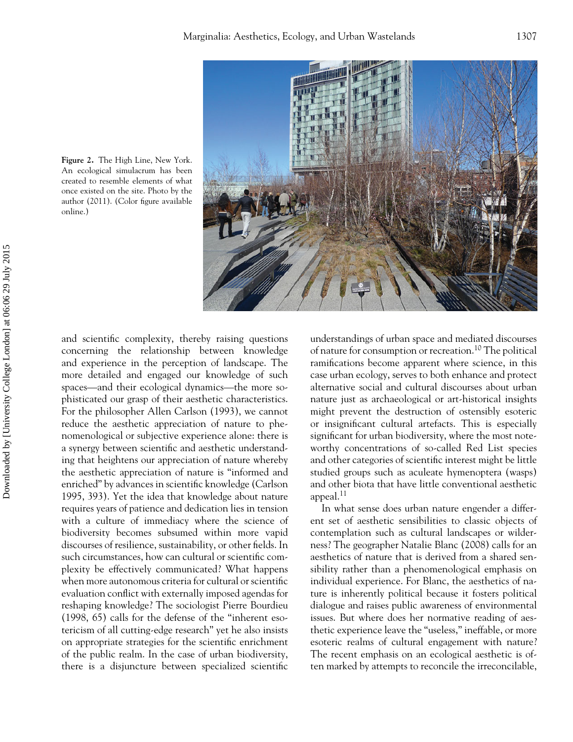Figure 2. The High Line, New York. An ecological simulacrum has been created to resemble elements of what once existed on the site. Photo by the author (2011). (Color figure available online.)

and scientific complexity, thereby raising questions concerning the relationship between knowledge and experience in the perception of landscape. The more detailed and engaged our knowledge of such spaces—and their ecological dynamics—the more sophisticated our grasp of their aesthetic characteristics. For the philosopher Allen Carlson (1993), we cannot reduce the aesthetic appreciation of nature to phenomenological or subjective experience alone: there is a synergy between scientific and aesthetic understanding that heightens our appreciation of nature whereby the aesthetic appreciation of nature is "informed and enriched" by advances in scientific knowledge (Carlson 1995, 393). Yet the idea that knowledge about nature requires years of patience and dedication lies in tension with a culture of immediacy where the science of biodiversity becomes subsumed within more vapid discourses of resilience, sustainability, or other fields. In such circumstances, how can cultural or scientific complexity be effectively communicated? What happens when more autonomous criteria for cultural or scientific evaluation conflict with externally imposed agendas for reshaping knowledge? The sociologist Pierre Bourdieu (1998, 65) calls for the defense of the "inherent esotericism of all cutting-edge research" yet he also insists on appropriate strategies for the scientific enrichment of the public realm. In the case of urban biodiversity, there is a disjuncture between specialized scientific understandings of urban space and mediated discourses of nature for consumption or recreation.[10] The political ramifications become apparent where science, in this case urban ecology, serves to both enhance and protect alternative social and cultural discourses about urban nature just as archaeological or art-historical insights might prevent the destruction of ostensibly esoteric or insignificant cultural artefacts. This is especially significant for urban biodiversity, where the most noteworthy concentrations of so-called Red List species and other categories of scientific interest might be little studied groups such as aculeate hymenoptera (wasps) and other biota that have little conventional aesthetic appeal.[11]

In what sense does urban nature engender a different set of aesthetic sensibilities to classic objects of contemplation such as cultural landscapes or wilderness? The geographer Natalie Blanc (2008) calls for an aesthetics of nature that is derived from a shared sensibility rather than a phenomenological emphasis on individual experience. For Blanc, the aesthetics of nature is inherently political because it fosters political dialogue and raises public awareness of environmental issues. But where does her normative reading of aesthetic experience leave the "useless," ineffable, or more esoteric realms of cultural engagement with nature? The recent emphasis on an ecological aesthetic is often marked by attempts to reconcile the irreconcilable,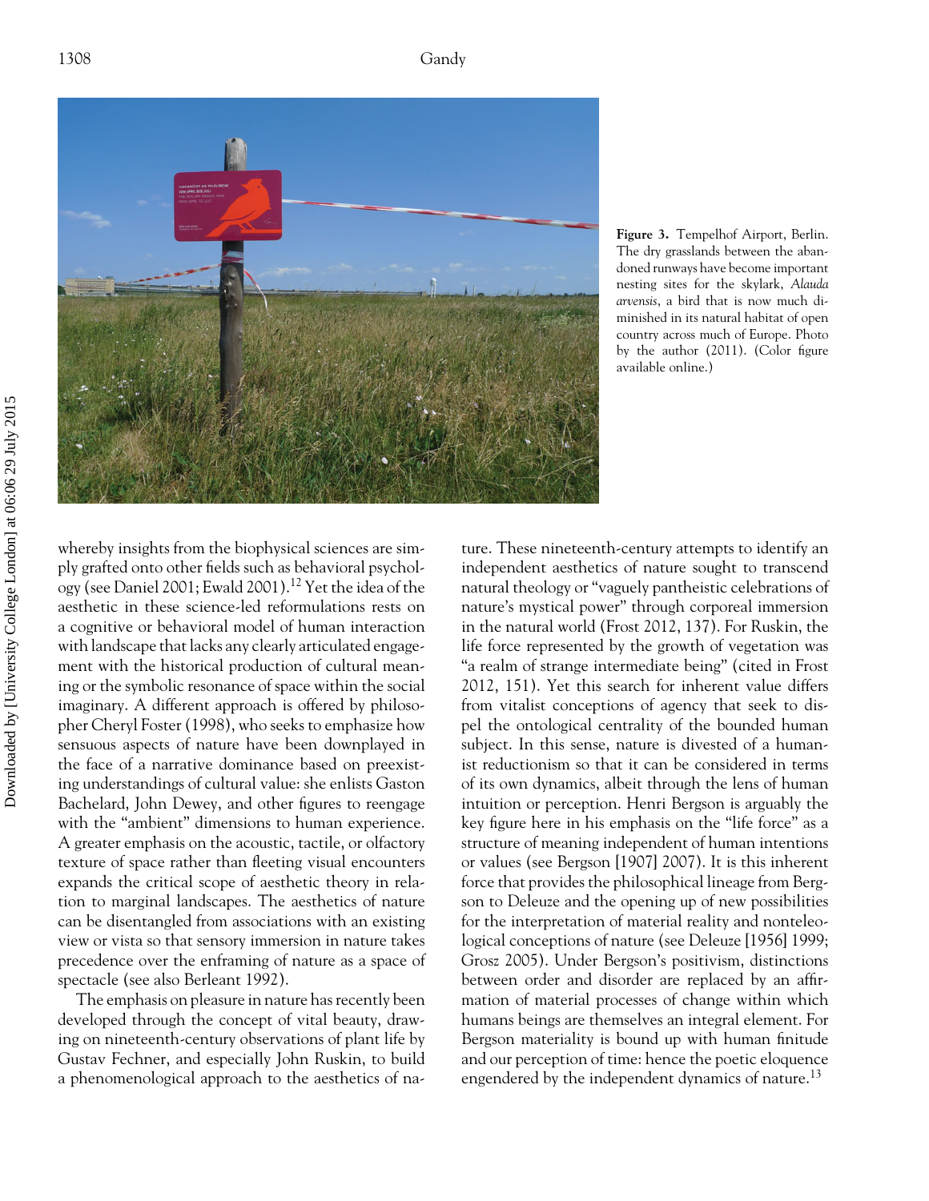**Figure 3.** Tempelhof Airport, Berlin. The dry grasslands between the abandoned runways have become important nesting sites for the skylark, *Alauda arvensis*, a bird that is now much diminished in its natural habitat of open country across much of Europe. Photo by the author (2011). (Color figure available online.)

whereby insights from the biophysical sciences are simply grafted onto other fields such as behavioral psychology (see Daniel 2001; Ewald 2001).[12] Yet the idea of the aesthetic in these science-led reformulations rests on a cognitive or behavioral model of human interaction with landscape that lacks any clearly articulated engagement with the historical production of cultural meaning or the symbolic resonance of space within the social imaginary. A different approach is offered by philosopher Cheryl Foster (1998), who seeks to emphasize how sensuous aspects of nature have been downplayed in the face of a narrative dominance based on preexisting understandings of cultural value: she enlists Gaston Bachelard, John Dewey, and other figures to reengage with the "ambient" dimensions to human experience. A greater emphasis on the acoustic, tactile, or olfactory texture of space rather than fleeting visual encounters expands the critical scope of aesthetic theory in relation to marginal landscapes. The aesthetics of nature can be disentangled from associations with an existing view or vista so that sensory immersion in nature takes precedence over the enframing of nature as a space of spectacle (see also Berleant 1992).

The emphasis on pleasure in nature has recently been developed through the concept of vital beauty, drawing on nineteenth-century observations of plant life by Gustav Fechner, and especially John Ruskin, to build a phenomenological approach to the aesthetics of nature. These nineteenth-century attempts to identify an independent aesthetics of nature sought to transcend natural theology or "vaguely pantheistic celebrations of nature's mystical power" through corporeal immersion in the natural world (Frost 2012, 137). For Ruskin, the life force represented by the growth of vegetation was "a realm of strange intermediate being" (cited in Frost 2012, 151). Yet this search for inherent value differs from vitalist conceptions of agency that seek to dispel the ontological centrality of the bounded human subject. In this sense, nature is divested of a humanist reductionism so that it can be considered in terms of its own dynamics, albeit through the lens of human intuition or perception. Henri Bergson is arguably the key figure here in his emphasis on the "life force" as a structure of meaning independent of human intentions or values (see Bergson [1907] 2007). It is this inherent force that provides the philosophical lineage from Bergson to Deleuze and the opening up of new possibilities for the interpretation of material reality and nonteleological conceptions of nature (see Deleuze [1956] 1999; Grosz 2005). Under Bergson's positivism, distinctions between order and disorder are replaced by an affirmation of material processes of change within which humans beings are themselves an integral element. For Bergson materiality is bound up with human finitude and our perception of time: hence the poetic eloquence engendered by the independent dynamics of nature.[13]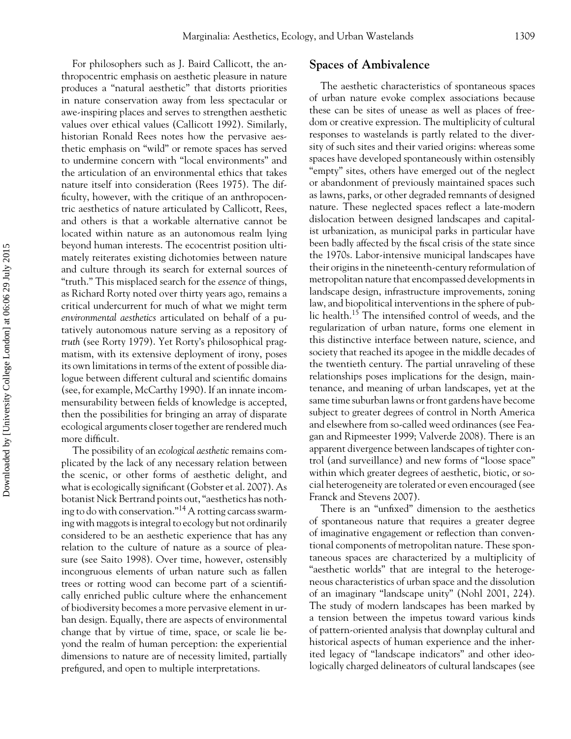For philosophers such as J. Baird Callicott, the anthropocentric emphasis on aesthetic pleasure in nature produces a "natural aesthetic" that distorts priorities in nature conservation away from less spectacular or awe-inspiring places and serves to strengthen aesthetic values over ethical values (Callicott 1992). Similarly, historian Ronald Rees notes how the pervasive aesthetic emphasis on "wild" or remote spaces has served to undermine concern with "local environments" and the articulation of an environmental ethics that takes nature itself into consideration (Rees 1975). The difficulty, however, with the critique of an anthropocentric aesthetics of nature articulated by Callicott, Rees, and others is that a workable alternative cannot be located within nature as an autonomous realm lying beyond human interests. The ecocentrist position ultimately reiterates existing dichotomies between nature and culture through its search for external sources of "truth." This misplaced search for the *essence* of things, as Richard Rorty noted over thirty years ago, remains a critical undercurrent for much of what we might term *environmental aesthetics* articulated on behalf of a putatively autonomous nature serving as a repository of *truth* (see Rorty 1979). Yet Rorty's philosophical pragmatism, with its extensive deployment of irony, poses its own limitations in terms of the extent of possible dialogue between different cultural and scientific domains (see, for example, McCarthy 1990). If an innate incommensurability between fields of knowledge is accepted, then the possibilities for bringing an array of disparate ecological arguments closer together are rendered much more difficult.

The possibility of an *ecological aesthetic* remains complicated by the lack of any necessary relation between the scenic, or other forms of aesthetic delight, and what is ecologically significant (Gobster et al. 2007). As botanist Nick Bertrand points out, "aesthetics has nothing to do with conservation."[14] A rotting carcass swarming with maggots is integral to ecology but not ordinarily considered to be an aesthetic experience that has any relation to the culture of nature as a source of pleasure (see Saito 1998). Over time, however, ostensibly incongruous elements of urban nature such as fallen trees or rotting wood can become part of a scientifically enriched public culture where the enhancement of biodiversity becomes a more pervasive element in urban design. Equally, there are aspects of environmental change that by virtue of time, space, or scale lie beyond the realm of human perception: the experiential dimensions to nature are of necessity limited, partially prefigured, and open to multiple interpretations.

## Spaces of Ambivalence

The aesthetic characteristics of spontaneous spaces of urban nature evoke complex associations because these can be sites of unease as well as places of freedom or creative expression. The multiplicity of cultural responses to wastelands is partly related to the diversity of such sites and their varied origins: whereas some spaces have developed spontaneously within ostensibly "empty" sites, others have emerged out of the neglect or abandonment of previously maintained spaces such as lawns, parks, or other degraded remnants of designed nature. These neglected spaces reflect a late-modern dislocation between designed landscapes and capitalist urbanization, as municipal parks in particular have been badly affected by the fiscal crisis of the state since the 1970s. Labor-intensive municipal landscapes have their origins in the nineteenth-century reformulation of metropolitan nature that encompassed developments in landscape design, infrastructure improvements, zoning law, and biopolitical interventions in the sphere of public health.[15] The intensified control of weeds, and the regularization of urban nature, forms one element in this distinctive interface between nature, science, and society that reached its apogee in the middle decades of the twentieth century. The partial unraveling of these relationships poses implications for the design, maintenance, and meaning of urban landscapes, yet at the same time suburban lawns or front gardens have become subject to greater degrees of control in North America and elsewhere from so-called weed ordinances (see Feagan and Ripmeester 1999; Valverde 2008). There is an apparent divergence between landscapes of tighter control (and surveillance) and new forms of "loose space" within which greater degrees of aesthetic, biotic, or social heterogeneity are tolerated or even encouraged (see Franck and Stevens 2007).

There is an "unfixed" dimension to the aesthetics of spontaneous nature that requires a greater degree of imaginative engagement or reflection than conventional components of metropolitan nature. These spontaneous spaces are characterized by a multiplicity of "aesthetic worlds" that are integral to the heterogeneous characteristics of urban space and the dissolution of an imaginary "landscape unity" (Nohl 2001, 224). The study of modern landscapes has been marked by a tension between the impetus toward various kinds of pattern-oriented analysis that downplay cultural and historical aspects of human experience and the inherited legacy of "landscape indicators" and other ideologically charged delineators of cultural landscapes (see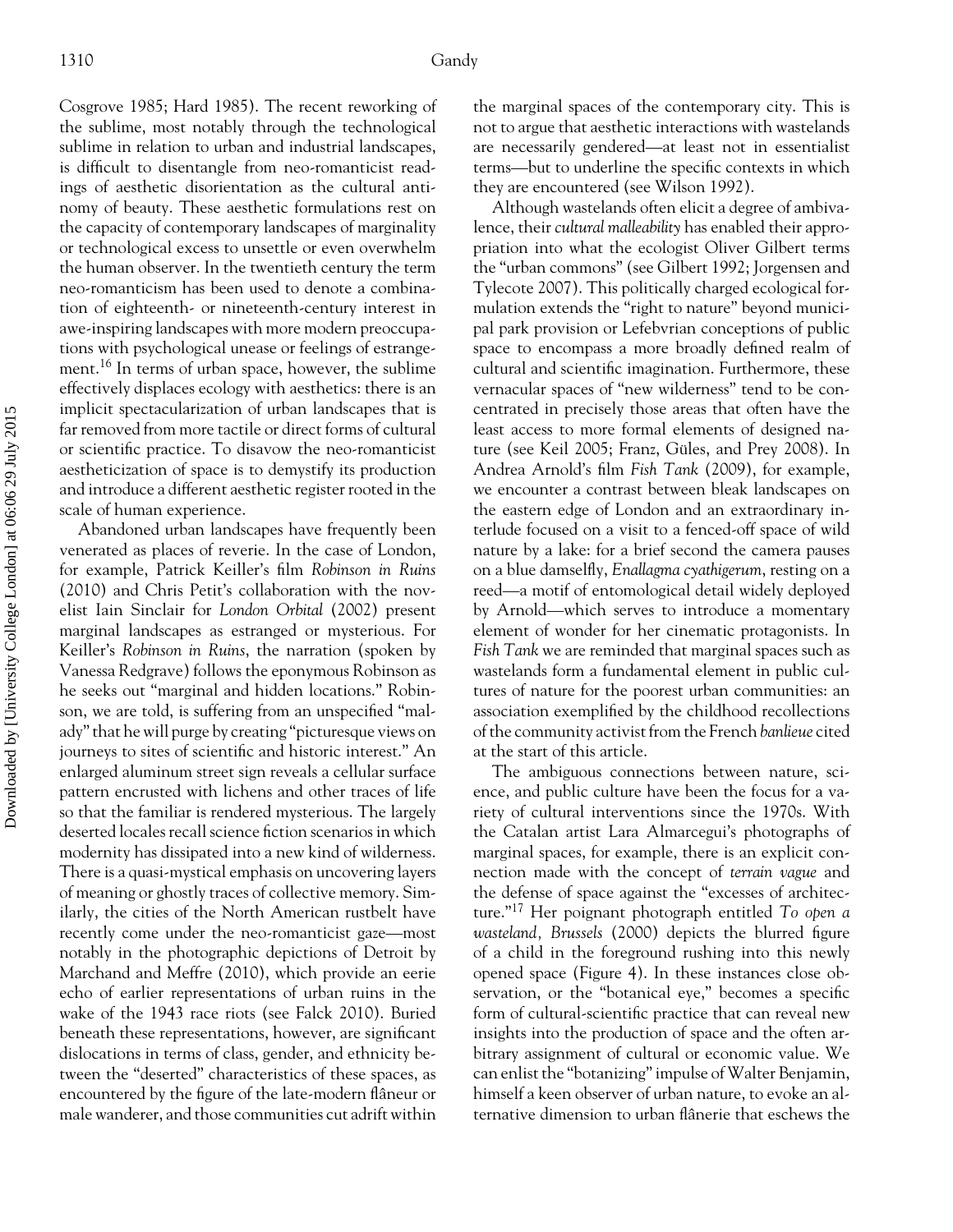Cosgrove 1985; Hard 1985). The recent reworking of the sublime, most notably through the technological sublime in relation to urban and industrial landscapes, is difficult to disentangle from neo-romanticist readings of aesthetic disorientation as the cultural antinomy of beauty. These aesthetic formulations rest on the capacity of contemporary landscapes of marginality or technological excess to unsettle or even overwhelm the human observer. In the twentieth century the term neo-romanticism has been used to denote a combination of eighteenth- or nineteenth-century interest in awe-inspiring landscapes with more modern preoccupations with psychological unease or feelings of estrangement.[16] In terms of urban space, however, the sublime effectively displaces ecology with aesthetics: there is an implicit spectacularization of urban landscapes that is far removed from more tactile or direct forms of cultural or scientific practice. To disavow the neo-romanticist aestheticization of space is to demystify its production and introduce a different aesthetic register rooted in the scale of human experience.

Abandoned urban landscapes have frequently been venerated as places of reverie. In the case of London, for example, Patrick Keiller's film *Robinson in Ruins* (2010) and Chris Petit's collaboration with the novelist Iain Sinclair for *London Orbital* (2002) present marginal landscapes as estranged or mysterious. For Keiller's *Robinson in Ruins*, the narration (spoken by Vanessa Redgrave) follows the eponymous Robinson as he seeks out "marginal and hidden locations." Robinson, we are told, is suffering from an unspecified "malady" that he will purge by creating "picturesque views on journeys to sites of scientific and historic interest." An enlarged aluminum street sign reveals a cellular surface pattern encrusted with lichens and other traces of life so that the familiar is rendered mysterious. The largely deserted locales recall science fiction scenarios in which modernity has dissipated into a new kind of wilderness. There is a quasi-mystical emphasis on uncovering layers of meaning or ghostly traces of collective memory. Similarly, the cities of the North American rustbelt have recently come under the neo-romanticist gaze—most notably in the photographic depictions of Detroit by Marchand and Meffre (2010), which provide an eerie echo of earlier representations of urban ruins in the wake of the 1943 race riots (see Falck 2010). Buried beneath these representations, however, are significant dislocations in terms of class, gender, and ethnicity between the "deserted" characteristics of these spaces, as encountered by the figure of the late-modern flâneur or male wanderer, and those communities cut adrift within the marginal spaces of the contemporary city. This is not to argue that aesthetic interactions with wastelands are necessarily gendered—at least not in essentialist terms—but to underline the specific contexts in which they are encountered (see Wilson 1992).

Although wastelands often elicit a degree of ambivalence, their *cultural malleability* has enabled their appropriation into what the ecologist Oliver Gilbert terms the "urban commons" (see Gilbert 1992; Jorgensen and Tylecote 2007). This politically charged ecological formulation extends the "right to nature" beyond municipal park provision or Lefebvrian conceptions of public space to encompass a more broadly defined realm of cultural and scientific imagination. Furthermore, these vernacular spaces of "new wilderness" tend to be concentrated in precisely those areas that often have the least access to more formal elements of designed nature (see Keil 2005; Franz, Güles, and Prey 2008). In Andrea Arnold's film *Fish Tank* (2009), for example, we encounter a contrast between bleak landscapes on the eastern edge of London and an extraordinary interlude focused on a visit to a fenced-off space of wild nature by a lake: for a brief second the camera pauses on a blue damselfly, *Enallagma cyathigerum*, resting on a reed—a motif of entomological detail widely deployed by Arnold—which serves to introduce a momentary element of wonder for her cinematic protagonists. In *Fish Tank* we are reminded that marginal spaces such as wastelands form a fundamental element in public cultures of nature for the poorest urban communities: an association exemplified by the childhood recollections of the community activist from the French *banlieue* cited at the start of this article.

The ambiguous connections between nature, science, and public culture have been the focus for a variety of cultural interventions since the 1970s. With the Catalan artist Lara Almarcegui's photographs of marginal spaces, for example, there is an explicit connection made with the concept of *terrain vague* and the defense of space against the "excesses of architecture."[17] Her poignant photograph entitled *To open a wasteland, Brussels* (2000) depicts the blurred figure of a child in the foreground rushing into this newly opened space (Figure 4). In these instances close observation, or the "botanical eye," becomes a specific form of cultural-scientific practice that can reveal new insights into the production of space and the often arbitrary assignment of cultural or economic value. We can enlist the "botanizing" impulse of Walter Benjamin, himself a keen observer of urban nature, to evoke an alternative dimension to urban flânerie that eschews the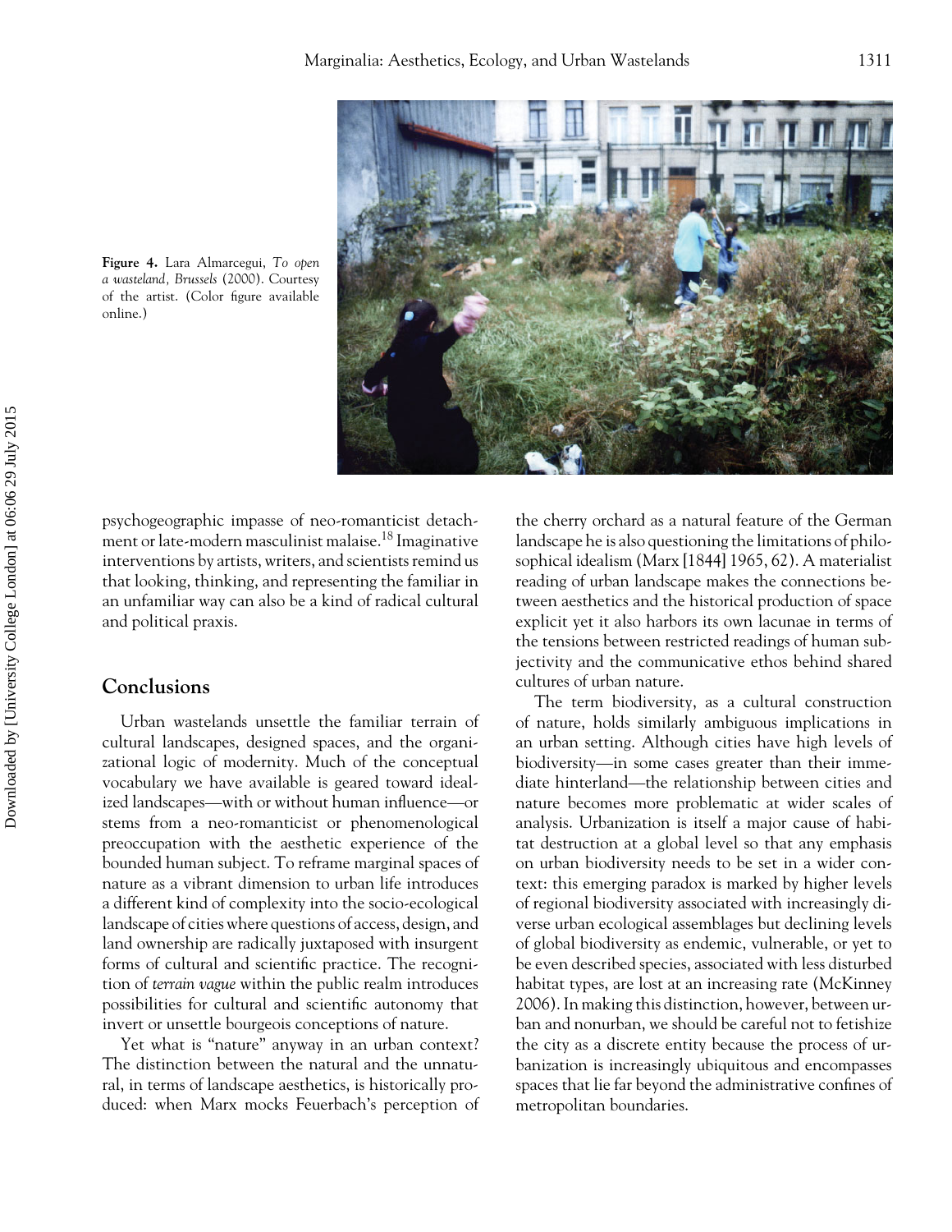Figure 4. Lara Almarcegui, *To open a wasteland, Brussels* (2000). Courtesy of the artist. (Color figure available online.)

psychogeographic impasse of neo-romanticist detachment or late-modern masculinist malaise.[18] Imaginative interventions by artists, writers, and scientists remind us that looking, thinking, and representing the familiar in an unfamiliar way can also be a kind of radical cultural and political praxis.

## Conclusions

Urban wastelands unsettle the familiar terrain of cultural landscapes, designed spaces, and the organizational logic of modernity. Much of the conceptual vocabulary we have available is geared toward idealized landscapes—with or without human influence—or stems from a neo-romanticist or phenomenological preoccupation with the aesthetic experience of the bounded human subject. To reframe marginal spaces of nature as a vibrant dimension to urban life introduces a different kind of complexity into the socio-ecological landscape of cities where questions of access, design, and land ownership are radically juxtaposed with insurgent forms of cultural and scientific practice. The recognition of *terrain vague* within the public realm introduces possibilities for cultural and scientific autonomy that invert or unsettle bourgeois conceptions of nature.

Yet what is "nature" anyway in an urban context? The distinction between the natural and the unnatural, in terms of landscape aesthetics, is historically produced: when Marx mocks Feuerbach's perception of the cherry orchard as a natural feature of the German landscape he is also questioning the limitations of philosophical idealism (Marx [1844] 1965, 62). A materialist reading of urban landscape makes the connections between aesthetics and the historical production of space explicit yet it also harbors its own lacunae in terms of the tensions between restricted readings of human subjectivity and the communicative ethos behind shared cultures of urban nature.

The term biodiversity, as a cultural construction of nature, holds similarly ambiguous implications in an urban setting. Although cities have high levels of biodiversity—in some cases greater than their immediate hinterland—the relationship between cities and nature becomes more problematic at wider scales of analysis. Urbanization is itself a major cause of habitat destruction at a global level so that any emphasis on urban biodiversity needs to be set in a wider context: this emerging paradox is marked by higher levels of regional biodiversity associated with increasingly diverse urban ecological assemblages but declining levels of global biodiversity as endemic, vulnerable, or yet to be even described species, associated with less disturbed habitat types, are lost at an increasing rate (McKinney 2006). In making this distinction, however, between urban and nonurban, we should be careful not to fetishize the city as a discrete entity because the process of urbanization is increasingly ubiquitous and encompasses spaces that lie far beyond the administrative confines of metropolitan boundaries.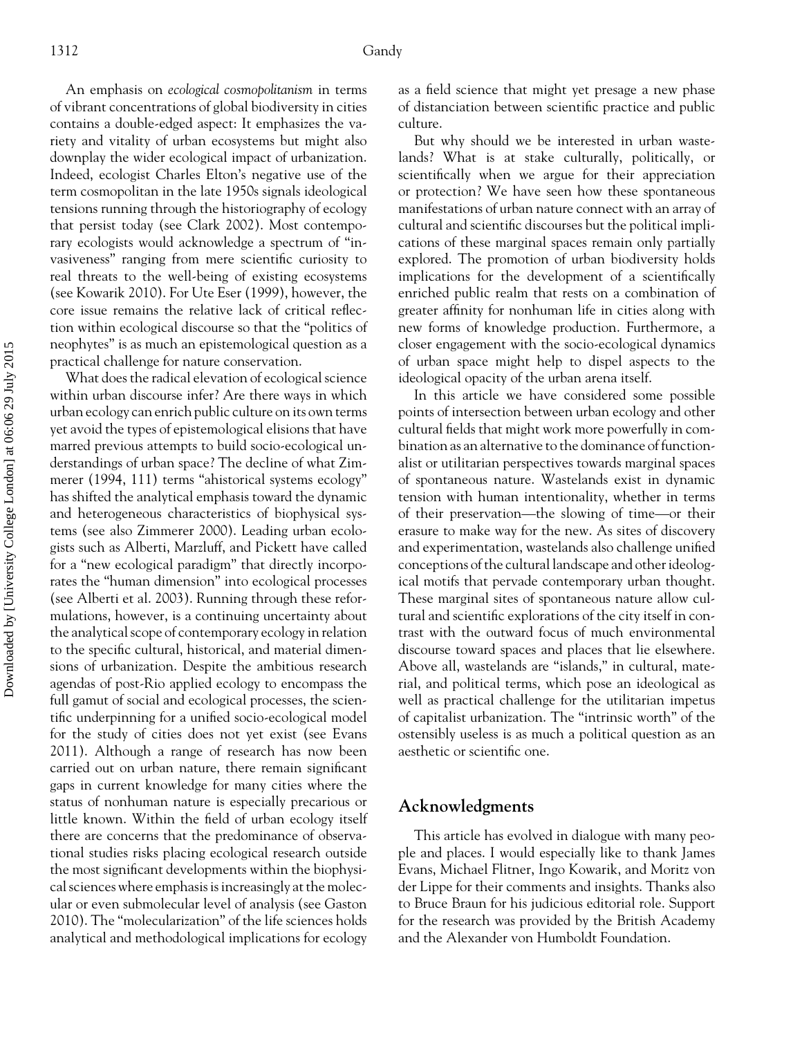An emphasis on *ecological cosmopolitanism* in terms of vibrant concentrations of global biodiversity in cities contains a double-edged aspect: It emphasizes the variety and vitality of urban ecosystems but might also downplay the wider ecological impact of urbanization. Indeed, ecologist Charles Elton's negative use of the term cosmopolitan in the late 1950s signals ideological tensions running through the historiography of ecology that persist today (see Clark 2002). Most contemporary ecologists would acknowledge a spectrum of "invasiveness" ranging from mere scientific curiosity to real threats to the well-being of existing ecosystems (see Kowarik 2010). For Ute Eser (1999), however, the core issue remains the relative lack of critical reflection within ecological discourse so that the "politics of neophytes" is as much an epistemological question as a practical challenge for nature conservation.

What does the radical elevation of ecological science within urban discourse infer? Are there ways in which urban ecology can enrich public culture on its own terms yet avoid the types of epistemological elisions that have marred previous attempts to build socio-ecological understandings of urban space? The decline of what Zimmerer (1994, 111) terms "ahistorical systems ecology" has shifted the analytical emphasis toward the dynamic and heterogeneous characteristics of biophysical systems (see also Zimmerer 2000). Leading urban ecologists such as Alberti, Marzluff, and Pickett have called for a "new ecological paradigm" that directly incorporates the "human dimension" into ecological processes (see Alberti et al. 2003). Running through these reformulations, however, is a continuing uncertainty about the analytical scope of contemporary ecology in relation to the specific cultural, historical, and material dimensions of urbanization. Despite the ambitious research agendas of post-Rio applied ecology to encompass the full gamut of social and ecological processes, the scientific underpinning for a unified socio-ecological model for the study of cities does not yet exist (see Evans 2011). Although a range of research has now been carried out on urban nature, there remain significant gaps in current knowledge for many cities where the status of nonhuman nature is especially precarious or little known. Within the field of urban ecology itself there are concerns that the predominance of observational studies risks placing ecological research outside the most significant developments within the biophysical sciences where emphasis is increasingly at the molecular or even submolecular level of analysis (see Gaston 2010). The "molecularization" of the life sciences holds analytical and methodological implications for ecology as a field science that might yet presage a new phase of distanciation between scientific practice and public culture.

But why should we be interested in urban wastelands? What is at stake culturally, politically, or scientifically when we argue for their appreciation or protection? We have seen how these spontaneous manifestations of urban nature connect with an array of cultural and scientific discourses but the political implications of these marginal spaces remain only partially explored. The promotion of urban biodiversity holds implications for the development of a scientifically enriched public realm that rests on a combination of greater affinity for nonhuman life in cities along with new forms of knowledge production. Furthermore, a closer engagement with the socio-ecological dynamics of urban space might help to dispel aspects to the ideological opacity of the urban arena itself.

In this article we have considered some possible points of intersection between urban ecology and other cultural fields that might work more powerfully in combination as an alternative to the dominance of functionalist or utilitarian perspectives towards marginal spaces of spontaneous nature. Wastelands exist in dynamic tension with human intentionality, whether in terms of their preservation—the slowing of time—or their erasure to make way for the new. As sites of discovery and experimentation, wastelands also challenge unified conceptions of the cultural landscape and other ideological motifs that pervade contemporary urban thought. These marginal sites of spontaneous nature allow cultural and scientific explorations of the city itself in contrast with the outward focus of much environmental discourse toward spaces and places that lie elsewhere. Above all, wastelands are "islands," in cultural, material, and political terms, which pose an ideological as well as practical challenge for the utilitarian impetus of capitalist urbanization. The "intrinsic worth" of the ostensibly useless is as much a political question as an aesthetic or scientific one.

## Acknowledgments

This article has evolved in dialogue with many people and places. I would especially like to thank James Evans, Michael Flitner, Ingo Kowarik, and Moritz von der Lippe for their comments and insights. Thanks also to Bruce Braun for his judicious editorial role. Support for the research was provided by the British Academy and the Alexander von Humboldt Foundation.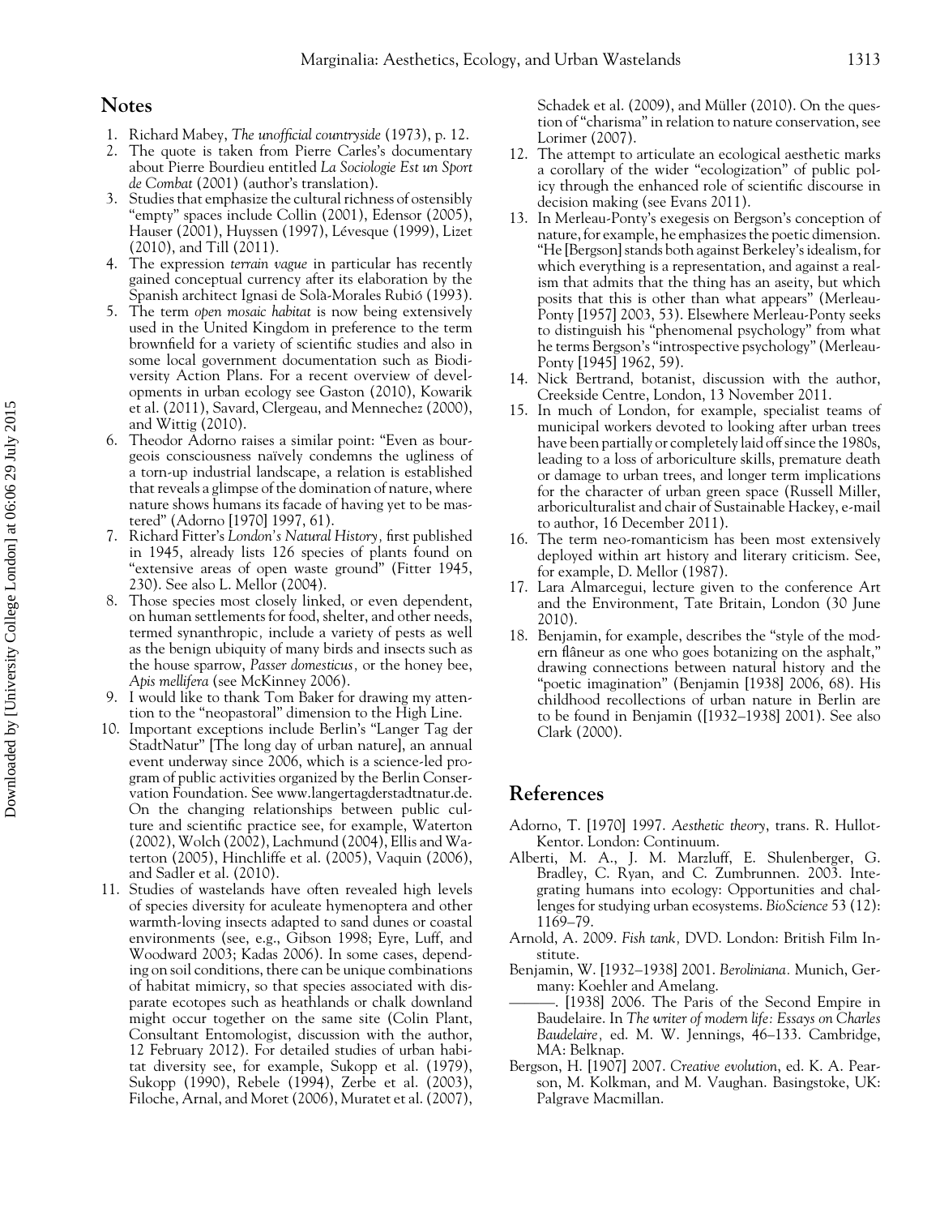## Notes

1. Richard Mabey, *The unofficial countryside* (1973), p. 12.
2. The quote is taken from Pierre Carles's documentary about Pierre Bourdieu entitled *La Sociologie Est un Sport de Combat* (2001) (author's translation).
3. Studies that emphasize the cultural richness of ostensibly "empty" spaces include Collin (2001), Edensor (2005), Hauser (2001), Huyssen (1997), Lévesque (1999), Lizet (2010), and Till (2011).
4. The expression *terrain vague* in particular has recently gained conceptual currency after its elaboration by the Spanish architect Ignasi de Solà-Morales Rubió (1993).
5. The term *open mosaic habitat* is now being extensively used in the United Kingdom in preference to the term brownfield for a variety of scientific studies and also in some local government documentation such as Biodiversity Action Plans. For a recent overview of developments in urban ecology see Gaston (2010), Kowarik et al. (2011), Savard, Clergeau, and Mennechez (2000), and Wittig (2010).
6. Theodor Adorno raises a similar point: "Even as bourgeois consciousness naïvely condemns the ugliness of a torn-up industrial landscape, a relation is established that reveals a glimpse of the domination of nature, where nature shows humans its facade of having yet to be mastered" (Adorno [1970] 1997, 61).
7. Richard Fitter's *London's Natural History,* first published in 1945, already lists 126 species of plants found on "extensive areas of open waste ground" (Fitter 1945, 230). See also L. Mellor (2004).
8. Those species most closely linked, or even dependent, on human settlements for food, shelter, and other needs, termed synanthropic, include a variety of pests as well as the benign ubiquity of many birds and insects such as the house sparrow, *Passer domesticus,* or the honey bee, *Apis mellifera* (see McKinney 2006).
9. I would like to thank Tom Baker for drawing my attention to the "neopastoral" dimension to the High Line.
10. Important exceptions include Berlin's "Langer Tag der StadtNatur" [The long day of urban nature], an annual event underway since 2006, which is a science-led program of public activities organized by the Berlin Conservation Foundation. See www.langertagderstadtnatur.de. On the changing relationships between public culture and scientific practice see, for example, Waterton (2002), Wolch (2002), Lachmund (2004), Ellis and Waterton (2005), Hinchliffe et al. (2005), Vaquin (2006), and Sadler et al. (2010).
11. Studies of wastelands have often revealed high levels of species diversity for aculeate hymenoptera and other warmth-loving insects adapted to sand dunes or coastal environments (see, e.g., Gibson 1998; Eyre, Luff, and Woodward 2003; Kadas 2006). In some cases, depending on soil conditions, there can be unique combinations of habitat mimicry, so that species associated with disparate ecotopes such as heathlands or chalk downland might occur together on the same site (Colin Plant, Consultant Entomologist, discussion with the author, 12 February 2012). For detailed studies of urban habitat diversity see, for example, Sukopp et al. (1979), Sukopp (1990), Rebele (1994), Zerbe et al. (2003), Filoche, Arnal, and Moret (2006), Muratet et al. (2007), Schadek et al. (2009), and Müller (2010). On the question of "charisma" in relation to nature conservation, see Lorimer (2007).
12. The attempt to articulate an ecological aesthetic marks a corollary of the wider "ecologization" of public policy through the enhanced role of scientific discourse in decision making (see Evans 2011).
13. In Merleau-Ponty's exegesis on Bergson's conception of nature, for example, he emphasizes the poetic dimension. "He [Bergson] stands both against Berkeley's idealism, for which everything is a representation, and against a realism that admits that the thing has an aseity, but which posits that this is other than what appears" (Merleau-Ponty [1957] 2003, 53). Elsewhere Merleau-Ponty seeks to distinguish his "phenomenal psychology" from what he terms Bergson's "introspective psychology" (Merleau-Ponty [1945] 1962, 59).
14. Nick Bertrand, botanist, discussion with the author, Creekside Centre, London, 13 November 2011.
15. In much of London, for example, specialist teams of municipal workers devoted to looking after urban trees have been partially or completely laid off since the 1980s, leading to a loss of arboriculture skills, premature death or damage to urban trees, and longer term implications for the character of urban green space (Russell Miller, arboriculturalist and chair of Sustainable Hackey, e-mail to author, 16 December 2011).
16. The term neo-romanticism has been most extensively deployed within art history and literary criticism. See, for example, D. Mellor (1987).
17. Lara Almarcegui, lecture given to the conference Art and the Environment, Tate Britain, London (30 June 2010).
18. Benjamin, for example, describes the "style of the modern flâneur as one who goes botanizing on the asphalt," drawing connections between natural history and the "poetic imagination" (Benjamin [1938] 2006, 68). His childhood recollections of urban nature in Berlin are to be found in Benjamin ([1932–1938] 2001). See also Clark (2000).

## References

Adorno, T. [1970] 1997. *Aesthetic theory*, trans. R. Hullot-Kentor. London: Continuum.

Alberti, M. A., J. M. Marzluff, E. Shulenberger, G. Bradley, C. Ryan, and C. Zumbrunnen. 2003. Integrating humans into ecology: Opportunities and challenges for studying urban ecosystems. *BioScience* 53 (12): 1169–79.

Arnold, A. 2009. *Fish tank,* DVD. London: British Film Institute.

Benjamin, W. [1932–1938] 2001. *Beroliniana.* Munich, Germany: Koehler and Amelang.

———. [1938] 2006. The Paris of the Second Empire in Baudelaire. In *The writer of modern life: Essays on Charles Baudelaire,* ed. M. W. Jennings, 46–133. Cambridge, MA: Belknap.

Bergson, H. [1907] 2007. *Creative evolution*, ed. K. A. Pearson, M. Kolkman, and M. Vaughan. Basingstoke, UK: Palgrave Macmillan.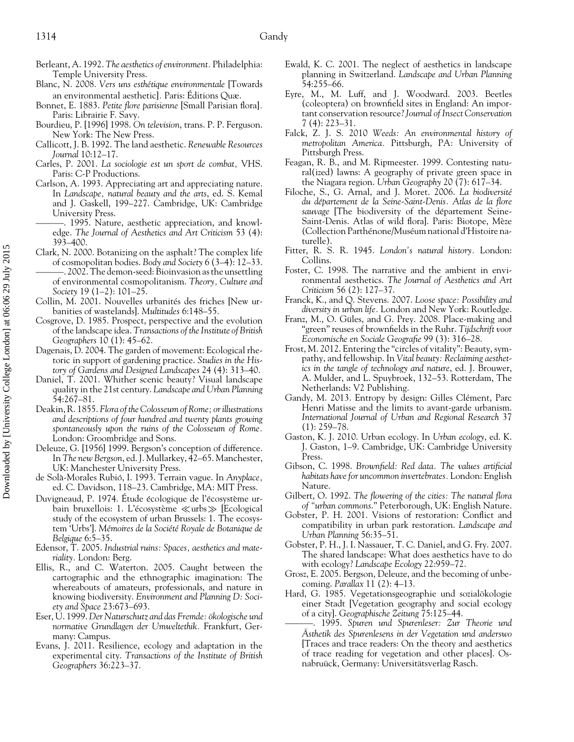Berleant, A. 1992. *The aesthetics of environment*. Philadelphia: Temple University Press.

Blanc, N. 2008. *Vers uns esthétique environmentale* [Towards an environmental aesthetic]. Paris: Éditions Quæ.

Bonnet, E. 1883. *Petite flore parisienne* [Small Parisian flora]. Paris: Librairie F. Savy.

Bourdieu, P. [1996] 1998. *On television*, trans. P. P. Ferguson. New York: The New Press.

Callicott, J. B. 1992. The land aesthetic. *Renewable Resources Journal* 10:12–17.

Carles, P. 2001. *La sociologie est un sport de combat,* VHS. Paris: C-P Productions.

Carlson, A. 1993. Appreciating art and appreciating nature. In *Landscape, natural beauty and the arts*, ed. S. Kemal and J. Gaskell, 199–227. Cambridge, UK: Cambridge University Press.

———. 1995. Nature, aesthetic appreciation, and knowledge. *The Journal of Aesthetics and Art Criticism* 53 (4): 393–400.

Clark, N. 2000. Botanizing on the asphalt? The complex life of cosmopolitan bodies. *Body and Society* 6 (3–4): 12–33.

———. 2002. The demon-seed: Bioinvasion as the unsettling of environmental cosmopolitanism. *Theory, Culture and Society* 19 (1–2): 101–25.

Collin, M. 2001. Nouvelles urbanités des friches [New urbanities of wastelands]. *Multitudes* 6:148–55.

Cosgrove, D. 1985. Prospect, perspective and the evolution of the landscape idea. *Transactions of the Institute of British Geographers* 10 (1): 45–62.

Dagenais, D. 2004. The garden of movement: Ecological rhetoric in support of gardening practice. *Studies in the History of Gardens and Designed Landscapes* 24 (4): 313–40.

Daniel, T. 2001. Whither scenic beauty? Visual landscape quality in the 21st century. *Landscape and Urban Planning* 54:267–81.

Deakin, R. 1855. *Flora of the Colosseum of Rome; or illustrations and descriptions of four hundred and twenty plants growing spontaneously upon the ruins of the Colosseum of Rome.* London: Groombridge and Sons.

Deleuze, G. [1956] 1999. Bergson's conception of difference. In *The new Bergson*, ed. J. Mullarkey, 42–65. Manchester, UK: Manchester University Press.

de Solà-Morales Rubió, I. 1993. Terrain vague. In *Anyplace,* ed. C. Davidson, 118–23. Cambridge, MA: MIT Press.

Duvigneaud, P. 1974. Étude écologique de l'écosystème urbain bruxellois: 1. L'écosystème ≪urbs≫ [Ecological study of the ecosystem of urban Brussels: 1. The ecosystem 'Urbs']. *Mémoires de la Société Royale de Botanique de Belgique* 6:5–35.

Edensor, T. 2005. *Industrial ruins: Spaces, aesthetics and materiality*. London: Berg.

Ellis, R., and C. Waterton. 2005. Caught between the cartographic and the ethnographic imagination: The whereabouts of amateurs, professionals, and nature in knowing biodiversity. *Environment and Planning D: Society and Space* 23:673–693.

Eser, U. 1999. *Der Naturschutz and das Fremde: ökologische und normative Grundlagen der Umweltethik*. Frankfurt, Germany: Campus.

Evans, J. 2011. Resilience, ecology and adaptation in the experimental city. *Transactions of the Institute of British Geographers* 36:223–37.

Ewald, K. C. 2001. The neglect of aesthetics in landscape planning in Switzerland. *Landscape and Urban Planning* 54:255–66.

Eyre, M., M. Luff, and J. Woodward. 2003. Beetles (coleoptera) on brownfield sites in England: An important conservation resource? *Journal of Insect Conservation* 7 (4): 223–31.

Falck, Z. J. S. 2010 *Weeds: An environmental history of metropolitan America.* Pittsburgh, PA: University of Pittsburgh Press.

Feagan, R. B., and M. Ripmeester. 1999. Contesting natural(ized) lawns: A geography of private green space in the Niagara region. *Urban Geography* 20 (7): 617–34.

Filoche, S., G. Arnal, and J. Moret. 2006. *La biodiversité du département de la Seine-Saint-Denis. Atlas de la flore sauvage* [The biodiversity of the département Seine-Saint-Denis. Atlas of wild flora]. Paris: Biotope, Mèze (Collection Parthénone/Muséum national d'Histoire naturelle).

Fitter, R. S. R. 1945. *London's natural history.* London: Collins.

Foster, C. 1998. The narrative and the ambient in environmental aesthetics. *The Journal of Aesthetics and Art Criticism* 56 (2): 127–37.

Franck, K., and Q. Stevens. 2007. *Loose space: Possibility and diversity in urban life.* London and New York: Routledge.

Franz, M., O. Güles, and G. Prey. 2008. Place-making and "green" reuses of brownfields in the Ruhr. *Tijdschrift voor Economische en Sociale Geografie* 99 (3): 316–28.

Frost, M. 2012. Entering the "circles of vitality": Beauty, sympathy, and fellowship. In *Vital beauty: Reclaiming aesthetics in the tangle of technology and nature*, ed. J. Brouwer, A. Mulder, and L. Spuybroek, 132–53. Rotterdam, The Netherlands: V2 Publishing.

Gandy, M. 2013. Entropy by design: Gilles Clément, Parc Henri Matisse and the limits to avant-garde urbanism. *International Journal of Urban and Regional Research* 37 (1): 259–78.

Gaston, K. J. 2010. Urban ecology. In *Urban ecology*, ed. K. J. Gaston, 1–9. Cambridge, UK: Cambridge University Press.

Gibson, C. 1998. *Brownfield: Red data. The values artificial habitats have for uncommon invertebrates.* London: English Nature.

Gilbert, O. 1992. *The flowering of the cities: The natural flora of "urban commons."* Peterborough, UK: English Nature.

Gobster, P. H. 2001. Visions of restoration: Conflict and compatibility in urban park restoration. *Landscape and Urban Planning* 56:35–51.

Gobster, P. H., J. I. Nassauer, T. C. Daniel, and G. Fry. 2007. The shared landscape: What does aesthetics have to do with ecology? *Landscape Ecology* 22:959–72.

Grosz, E. 2005. Bergson, Deleuze, and the becoming of unbecoming. *Parallax* 11 (2): 4–13.

Hard, G. 1985. Vegetationsgeographie und sozialökologie einer Stadt [Vegetation geography and social ecology of a city]. *Geographische Zeitung* 75:125–44.

———. 1995. *Spuren und Spurenleser: Zur Theorie und Ästhetik des Spurenlesens in der Vegetation und anderswo* [Traces and trace readers: On the theory and aesthetics of trace reading for vegetation and other places]. Osnabrück, Germany: Universitätsverlag Rasch.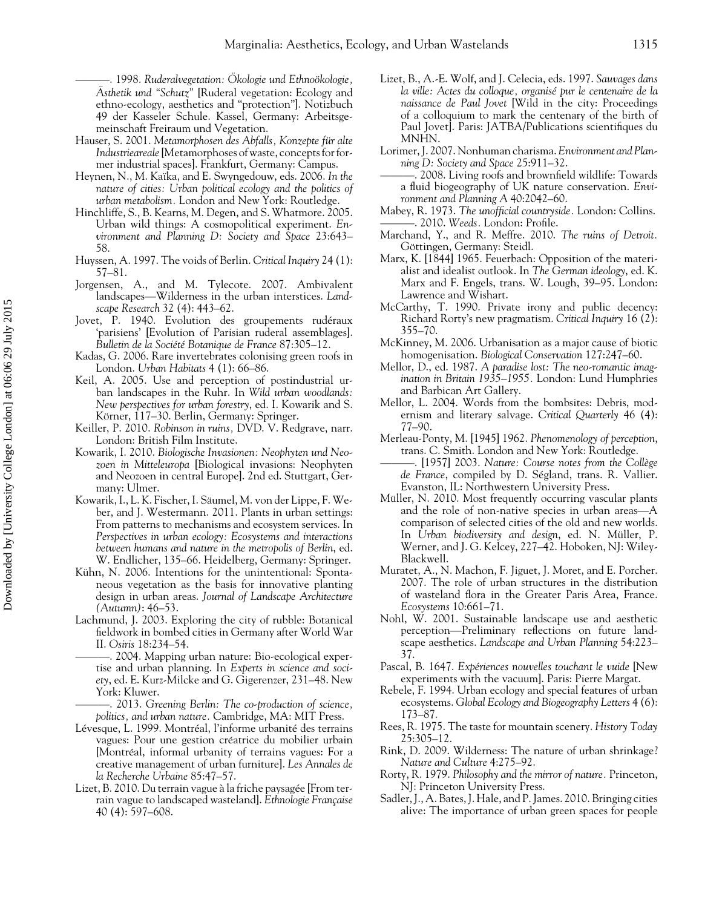———. 1998. *Ruderalvegetation: Ökologie und Ethnoökologie, Ästhetik und "Schutz"* [Ruderal vegetation: Ecology and ethno-ecology, aesthetics and "protection"]. Notizbuch 49 der Kasseler Schule. Kassel, Germany: Arbeitsgemeinschaft Freiraum und Vegetation.

Hauser, S. 2001. *Metamorphosen des Abfalls, Konzepte für alte Industrieareale* [Metamorphoses of waste, concepts for former industrial spaces]. Frankfurt, Germany: Campus.

Heynen, N., M. Kaïka, and E. Swyngedouw, eds. 2006. *In the nature of cities: Urban political ecology and the politics of urban metabolism.* London and New York: Routledge.

Hinchliffe, S., B. Kearns, M. Degen, and S. Whatmore. 2005. Urban wild things: A cosmopolitical experiment. *Environment and Planning D: Society and Space* 23:643–58.

Huyssen, A. 1997. The voids of Berlin. *Critical Inquiry* 24 (1): 57–81.

Jorgensen, A., and M. Tylecote. 2007. Ambivalent landscapes—Wilderness in the urban interstices. *Landscape Research* 32 (4): 443–62.

Jovet, P. 1940. Evolution des groupements rudéraux 'parisiens' [Evolution of Parisian ruderal assemblages]. *Bulletin de la Société Botanique de France* 87:305–12.

Kadas, G. 2006. Rare invertebrates colonising green roofs in London. *Urban Habitats* 4 (1): 66–86.

Keil, A. 2005. Use and perception of postindustrial urban landscapes in the Ruhr. In *Wild urban woodlands: New perspectives for urban forestry*, ed. I. Kowarik and S. Körner, 117–30. Berlin, Germany: Springer.

Keiller, P. 2010. *Robinson in ruins,* DVD. V. Redgrave, narr. London: British Film Institute.

Kowarik, I. 2010. *Biologische Invasionen: Neophyten und Neozoen in Mitteleuropa* [Biological invasions: Neophyten and Neozoen in central Europe]. 2nd ed. Stuttgart, Germany: Ulmer.

Kowarik, I., L. K. Fischer, I. Säumel, M. von der Lippe, F. Weber, and J. Westermann. 2011. Plants in urban settings: From patterns to mechanisms and ecosystem services. In *Perspectives in urban ecology: Ecosystems and interactions between humans and nature in the metropolis of Berlin*, ed. W. Endlicher, 135–66. Heidelberg, Germany: Springer.

Kühn, N. 2006. Intentions for the unintentional: Spontaneous vegetation as the basis for innovative planting design in urban areas. *Journal of Landscape Architecture (Autumn)*: 46–53.

Lachmund, J. 2003. Exploring the city of rubble: Botanical fieldwork in bombed cities in Germany after World War II. *Osiris* 18:234–54.

———. 2004. Mapping urban nature: Bio-ecological expertise and urban planning. In *Experts in science and society*, ed. E. Kurz-Milcke and G. Gigerenzer, 231–48. New York: Kluwer.

———. 2013. *Greening Berlin: The co-production of science, politics, and urban nature.* Cambridge, MA: MIT Press.

Lévesque, L. 1999. Montréal, l'informe urbanité des terrains vagues: Pour une gestion créatrice du mobilier urbain [Montréal, informal urbanity of terrains vagues: For a creative management of urban furniture]. *Les Annales de la Recherche Urbaine* 85:47–57.

Lizet, B. 2010. Du terrain vague à la friche paysagée [From terrain vague to landscaped wasteland]. *Ethnologie Française* 40 (4): 597–608.

Lizet, B., A.-E. Wolf, and J. Celecia, eds. 1997. *Sauvages dans la ville: Actes du colloque, organisé pur le centenaire de la naissance de Paul Jovet* [Wild in the city: Proceedings of a colloquium to mark the centenary of the birth of Paul Jovet]. Paris: JATBA/Publications scientifiques du MNHN.

Lorimer, J. 2007. Nonhuman charisma. *Environment and Planning D: Society and Space* 25:911–32.

———. 2008. Living roofs and brownfield wildlife: Towards a fluid biogeography of UK nature conservation. *Environment and Planning A* 40:2042–60.

Mabey, R. 1973. *The unofficial countryside.* London: Collins.

———. 2010. *Weeds.* London: Profile.

Marchand, Y., and R. Meffre. 2010. *The ruins of Detroit.* Göttingen, Germany: Steidl.

Marx, K. [1844] 1965. Feuerbach: Opposition of the materialist and idealist outlook. In *The German ideology*, ed. K. Marx and F. Engels, trans. W. Lough, 39–95. London: Lawrence and Wishart.

McCarthy, T. 1990. Private irony and public decency: Richard Rorty's new pragmatism. *Critical Inquiry* 16 (2): 355–70.

McKinney, M. 2006. Urbanisation as a major cause of biotic homogenisation. *Biological Conservation* 127:247–60.

Mellor, D., ed. 1987. *A paradise lost: The neo-romantic imagination in Britain 1935–1955.* London: Lund Humphries and Barbican Art Gallery.

Mellor, L. 2004. Words from the bombsites: Debris, modernism and literary salvage. *Critical Quarterly* 46 (4): 77–90.

Merleau-Ponty, M. [1945] 1962. *Phenomenology of perception*, trans. C. Smith. London and New York: Routledge.

———. [1957] 2003. *Nature: Course notes from the Collège de France*, compiled by D. Ségland, trans. R. Vallier. Evanston, IL: Northwestern University Press.

Müller, N. 2010. Most frequently occurring vascular plants and the role of non-native species in urban areas—A comparison of selected cities of the old and new worlds. In *Urban biodiversity and design*, ed. N. Müller, P. Werner, and J. G. Kelcey, 227–42. Hoboken, NJ: Wiley-Blackwell.

Muratet, A., N. Machon, F. Jiguet, J. Moret, and E. Porcher. 2007. The role of urban structures in the distribution of wasteland flora in the Greater Paris Area, France. *Ecosystems* 10:661–71.

Nohl, W. 2001. Sustainable landscape use and aesthetic perception—Preliminary reflections on future landscape aesthetics. *Landscape and Urban Planning* 54:223–37.

Pascal, B. 1647. *Expériences nouvelles touchant le vuide* [New experiments with the vacuum]. Paris: Pierre Margat.

Rebele, F. 1994. Urban ecology and special features of urban ecosystems. *Global Ecology and Biogeography Letters* 4 (6): 173–87.

Rees, R. 1975. The taste for mountain scenery. *History Today* 25:305–12.

Rink, D. 2009. Wilderness: The nature of urban shrinkage? *Nature and Culture* 4:275–92.

Rorty, R. 1979. *Philosophy and the mirror of nature.* Princeton, NJ: Princeton University Press.

Sadler, J., A. Bates, J. Hale, and P. James. 2010. Bringing cities alive: The importance of urban green spaces for people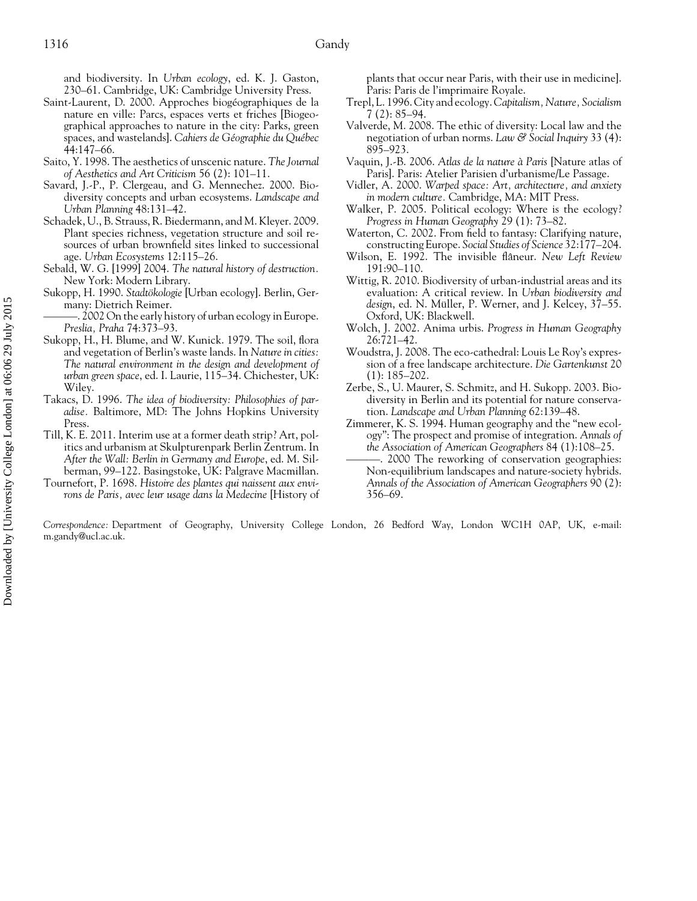and biodiversity. In *Urban ecology*, ed. K. J. Gaston, 230–61. Cambridge, UK: Cambridge University Press.

Saint-Laurent, D. 2000. Approches biogéographiques de la nature en ville: Parcs, espaces verts et friches [Biogeographical approaches to nature in the city: Parks, green spaces, and wastelands]. *Cahiers de Géographie du Québec* 44:147–66.

Saito, Y. 1998. The aesthetics of unscenic nature. *The Journal of Aesthetics and Art Criticism* 56 (2): 101–11.

Savard, J.-P., P. Clergeau, and G. Mennechez. 2000. Biodiversity concepts and urban ecosystems. *Landscape and Urban Planning* 48:131–42.

Schadek, U., B. Strauss, R. Biedermann, and M. Kleyer. 2009. Plant species richness, vegetation structure and soil resources of urban brownfield sites linked to successional age. *Urban Ecosystems* 12:115–26.

Sebald, W. G. [1999] 2004. *The natural history of destruction.* New York: Modern Library.

Sukopp, H. 1990. *Stadtökologie* [Urban ecology]. Berlin, Germany: Dietrich Reimer.

———. 2002 On the early history of urban ecology in Europe. *Preslia, Praha* 74:373–93.

Sukopp, H., H. Blume, and W. Kunick. 1979. The soil, flora and vegetation of Berlin's waste lands. In *Nature in cities: The natural environment in the design and development of urban green space*, ed. I. Laurie, 115–34. Chichester, UK: Wiley.

Takacs, D. 1996. *The idea of biodiversity: Philosophies of paradise.* Baltimore, MD: The Johns Hopkins University Press.

Till, K. E. 2011. Interim use at a former death strip? Art, politics and urbanism at Skulpturenpark Berlin Zentrum. In *After the Wall: Berlin in Germany and Europe*, ed. M. Silberman, 99–122. Basingstoke, UK: Palgrave Macmillan.

Tournefort, P. 1698. *Histoire des plantes qui naissent aux environs de Paris, avec leur usage dans la Medecine* [History of plants that occur near Paris, with their use in medicine]. Paris: Paris de l'imprimaire Royale.

Trepl, L. 1996. City and ecology. *Capitalism, Nature, Socialism* 7 (2): 85–94.

Valverde, M. 2008. The ethic of diversity: Local law and the negotiation of urban norms. *Law & Social Inquiry* 33 (4): 895–923.

Vaquin, J.-B. 2006. *Atlas de la nature à Paris* [Nature atlas of Paris]. Paris: Atelier Parisien d'urbanisme/Le Passage.

Vidler, A. 2000. *Warped space: Art, architecture, and anxiety in modern culture.* Cambridge, MA: MIT Press.

Walker, P. 2005. Political ecology: Where is the ecology? *Progress in Human Geography* 29 (1): 73–82.

Waterton, C. 2002. From field to fantasy: Clarifying nature, constructing Europe. *Social Studies of Science* 32:177–204.

Wilson, E. 1992. The invisible flâneur. *New Left Review* 191:90–110.

Wittig, R. 2010. Biodiversity of urban-industrial areas and its evaluation: A critical review. In *Urban biodiversity and design*, ed. N. Müller, P. Werner, and J. Kelcey, 37–55. Oxford, UK: Blackwell.

Wolch, J. 2002. Anima urbis. *Progress in Human Geography* 26:721–42.

Woudstra, J. 2008. The eco-cathedral: Louis Le Roy's expression of a free landscape architecture. *Die Gartenkunst* 20 (1): 185–202.

Zerbe, S., U. Maurer, S. Schmitz, and H. Sukopp. 2003. Biodiversity in Berlin and its potential for nature conservation. *Landscape and Urban Planning* 62:139–48.

Zimmerer, K. S. 1994. Human geography and the "new ecology": The prospect and promise of integration. *Annals of the Association of American Geographers* 84 (1):108–25.

———. 2000 The reworking of conservation geographies: Non-equilibrium landscapes and nature-society hybrids. *Annals of the Association of American Geographers* 90 (2): 356–69.

*Correspondence:* Department of Geography, University College London, 26 Bedford Way, London WC1H 0AP, UK, e-mail: m.gandy@ucl.ac.uk.